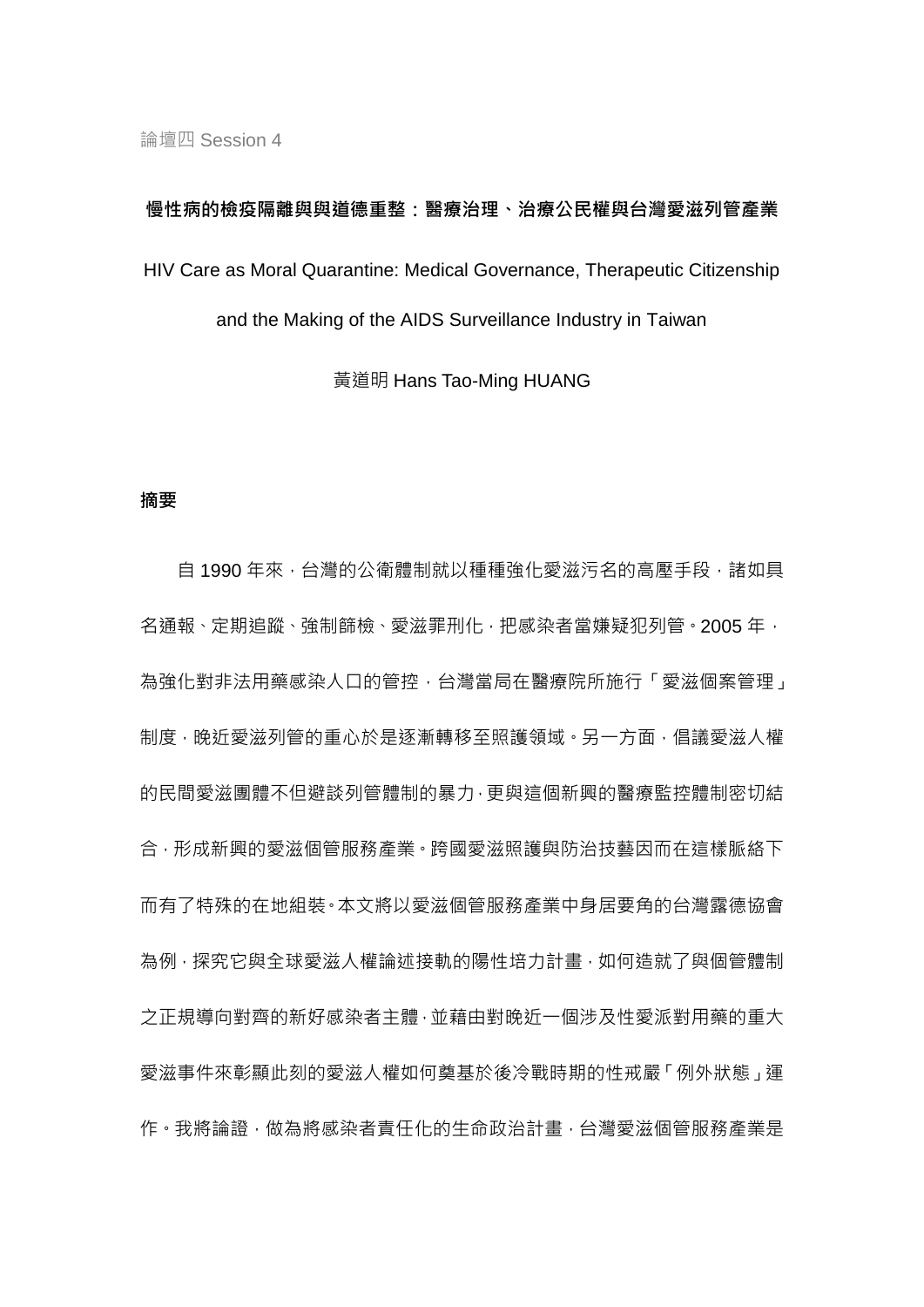論壇四 Session 4

## 慢性病的檢疫隔離與與道德重整：醫療治理、治療公民權與台灣愛滋列管產業

HIV Care as Moral Quarantine: Medical Governance, Therapeutic Citizenship and the Making of the AIDS Surveillance Industry in Taiwan

黃道明 Hans Tao-Ming HUANG

### 摘要

自 1990 年來，台灣的公衛體制就以種種強化愛滋污名的高壓手段，諸如具名通報、定期追蹤、強制篩檢、愛滋罪刑化，把感染者當嫌疑犯列管。2005 年，為強化對非法用藥感染人口的管控，台灣當局在醫療院所施行「愛滋個案管理」制度，晚近愛滋列管的重心於是逐漸轉移至照護領域。另一方面，倡議愛滋人權的民間愛滋團體不但避談列管體制的暴力，更與這個新興的醫療監控體制密切結合，形成新興的愛滋個管服務產業。跨國愛滋照護與防治技藝因而在這樣脈絡下而有了特殊的在地組裝。本文將以愛滋個管服務產業中身居要角的台灣露德協會為例，探究它與全球愛滋人權論述接軌的陽性培力計畫，如何造就了與個管體制之正規導向對齊的新好感染者主體，並藉由對晚近一個涉及性愛派對用藥的重大愛滋事件來彰顯此刻的愛滋人權如何奠基於後冷戰時期的性戒嚴「例外狀態」運作。我將論證，做為將感染者責任化的生命政治計畫，台灣愛滋個管服務產業是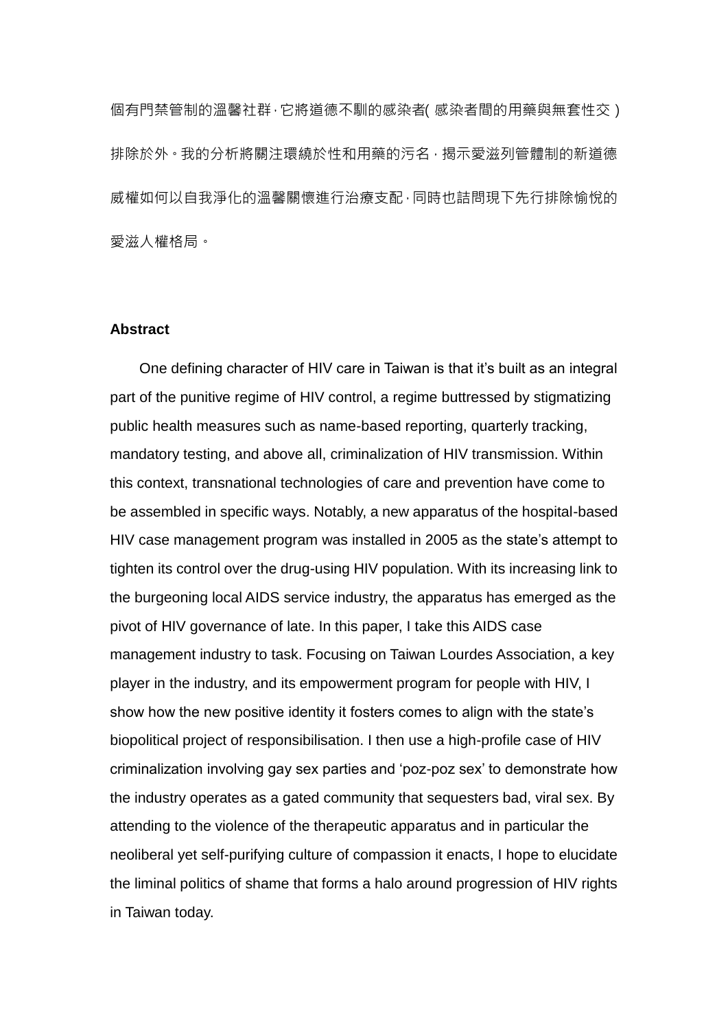個有門禁管制的溫馨社群，它將道德不馴的感染者( 感染者間的用藥與無套性交 )排除於外。我的分析將關注環繞於性和用藥的污名，揭示愛滋列管體制的新道德威權如何以自我淨化的溫馨關懷進行治療支配，同時也詰問現下先行排除愉悅的愛滋人權格局。

**Abstract**

One defining character of HIV care in Taiwan is that it's built as an integral part of the punitive regime of HIV control, a regime buttressed by stigmatizing public health measures such as name-based reporting, quarterly tracking, mandatory testing, and above all, criminalization of HIV transmission. Within this context, transnational technologies of care and prevention have come to be assembled in specific ways. Notably, a new apparatus of the hospital-based HIV case management program was installed in 2005 as the state's attempt to tighten its control over the drug-using HIV population. With its increasing link to the burgeoning local AIDS service industry, the apparatus has emerged as the pivot of HIV governance of late. In this paper, I take this AIDS case management industry to task. Focusing on Taiwan Lourdes Association, a key player in the industry, and its empowerment program for people with HIV, I show how the new positive identity it fosters comes to align with the state's biopolitical project of responsibilisation. I then use a high-profile case of HIV criminalization involving gay sex parties and 'poz-poz sex' to demonstrate how the industry operates as a gated community that sequesters bad, viral sex. By attending to the violence of the therapeutic apparatus and in particular the neoliberal yet self-purifying culture of compassion it enacts, I hope to elucidate the liminal politics of shame that forms a halo around progression of HIV rights in Taiwan today.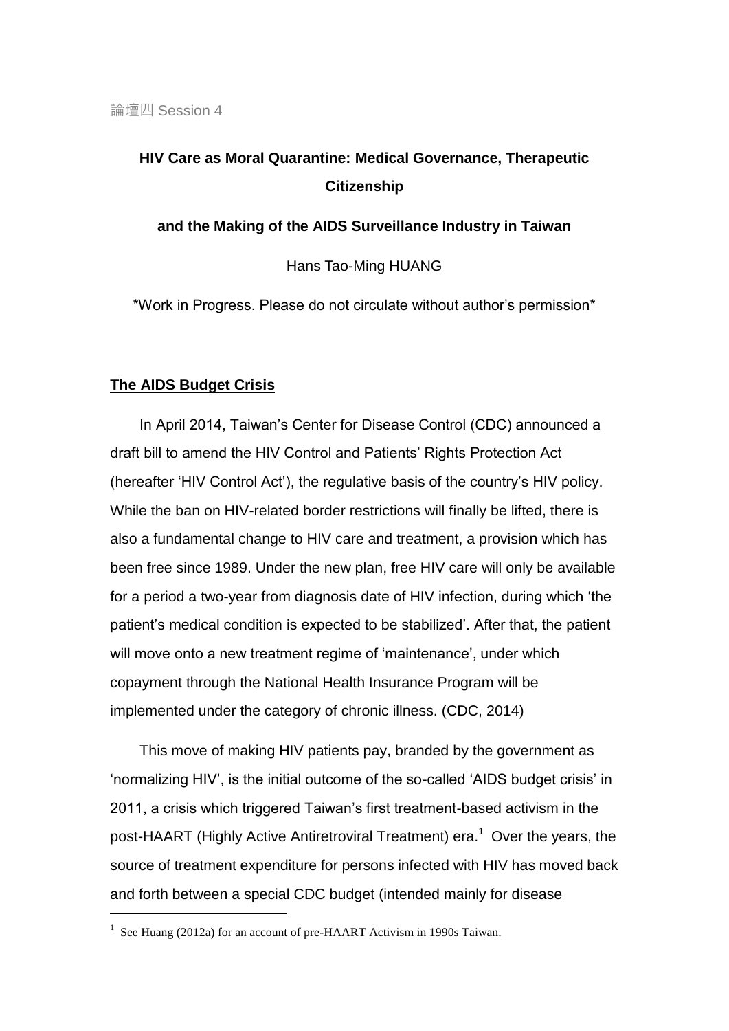論壇四 Session 4

# HIV Care as Moral Quarantine: Medical Governance, Therapeutic Citizenship

### and the Making of the AIDS Surveillance Industry in Taiwan

Hans Tao-Ming HUANG

*Work in Progress. Please do not circulate without author's permission*

## The AIDS Budget Crisis

In April 2014, Taiwan's Center for Disease Control (CDC) announced a draft bill to amend the HIV Control and Patients' Rights Protection Act (hereafter 'HIV Control Act'), the regulative basis of the country's HIV policy. While the ban on HIV-related border restrictions will finally be lifted, there is also a fundamental change to HIV care and treatment, a provision which has been free since 1989. Under the new plan, free HIV care will only be available for a period a two-year from diagnosis date of HIV infection, during which 'the patient's medical condition is expected to be stabilized'. After that, the patient will move onto a new treatment regime of 'maintenance', under which copayment through the National Health Insurance Program will be implemented under the category of chronic illness. (CDC, 2014)

This move of making HIV patients pay, branded by the government as 'normalizing HIV', is the initial outcome of the so-called 'AIDS budget crisis' in 2011, a crisis which triggered Taiwan's first treatment-based activism in the post-HAART (Highly Active Antiretroviral Treatment) era.[1] Over the years, the source of treatment expenditure for persons infected with HIV has moved back and forth between a special CDC budget (intended mainly for disease

[1] See Huang (2012a) for an account of pre-HAART Activism in 1990s Taiwan.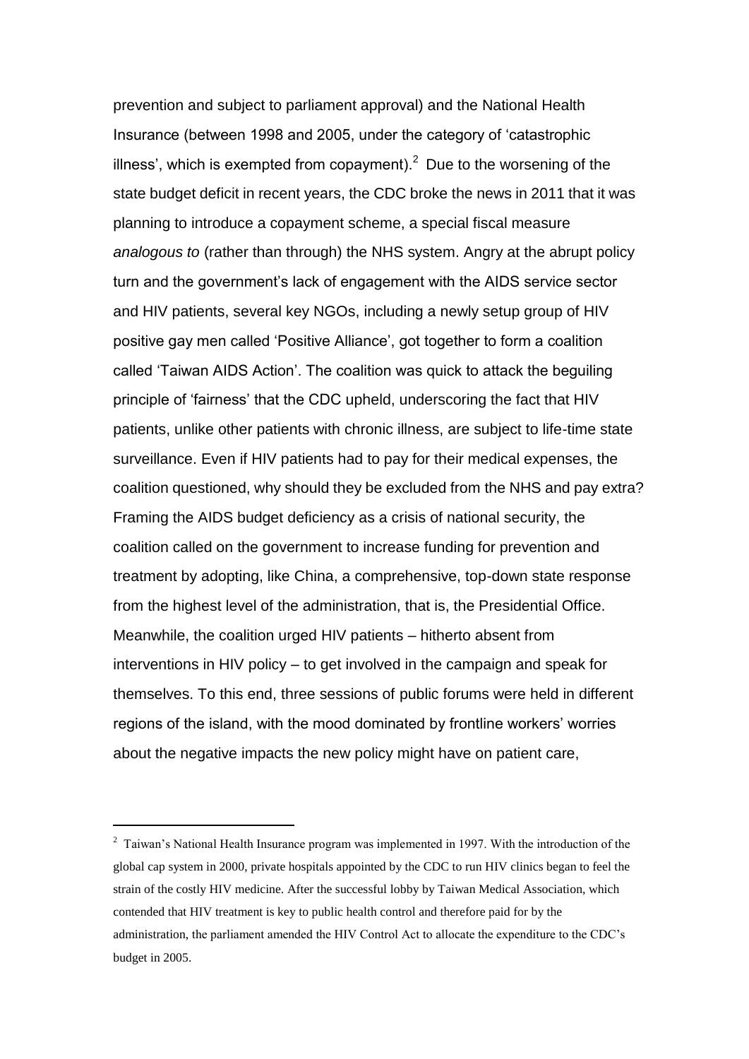prevention and subject to parliament approval) and the National Health Insurance (between 1998 and 2005, under the category of 'catastrophic illness', which is exempted from copayment).[2] Due to the worsening of the state budget deficit in recent years, the CDC broke the news in 2011 that it was planning to introduce a copayment scheme, a special fiscal measure *analogous to* (rather than through) the NHS system. Angry at the abrupt policy turn and the government's lack of engagement with the AIDS service sector and HIV patients, several key NGOs, including a newly setup group of HIV positive gay men called 'Positive Alliance', got together to form a coalition called 'Taiwan AIDS Action'. The coalition was quick to attack the beguiling principle of 'fairness' that the CDC upheld, underscoring the fact that HIV patients, unlike other patients with chronic illness, are subject to life-time state surveillance. Even if HIV patients had to pay for their medical expenses, the coalition questioned, why should they be excluded from the NHS and pay extra? Framing the AIDS budget deficiency as a crisis of national security, the coalition called on the government to increase funding for prevention and treatment by adopting, like China, a comprehensive, top-down state response from the highest level of the administration, that is, the Presidential Office. Meanwhile, the coalition urged HIV patients – hitherto absent from interventions in HIV policy – to get involved in the campaign and speak for themselves. To this end, three sessions of public forums were held in different regions of the island, with the mood dominated by frontline workers' worries about the negative impacts the new policy might have on patient care,

---

[2] Taiwan's National Health Insurance program was implemented in 1997. With the introduction of the global cap system in 2000, private hospitals appointed by the CDC to run HIV clinics began to feel the strain of the costly HIV medicine. After the successful lobby by Taiwan Medical Association, which contended that HIV treatment is key to public health control and therefore paid for by the administration, the parliament amended the HIV Control Act to allocate the expenditure to the CDC's budget in 2005.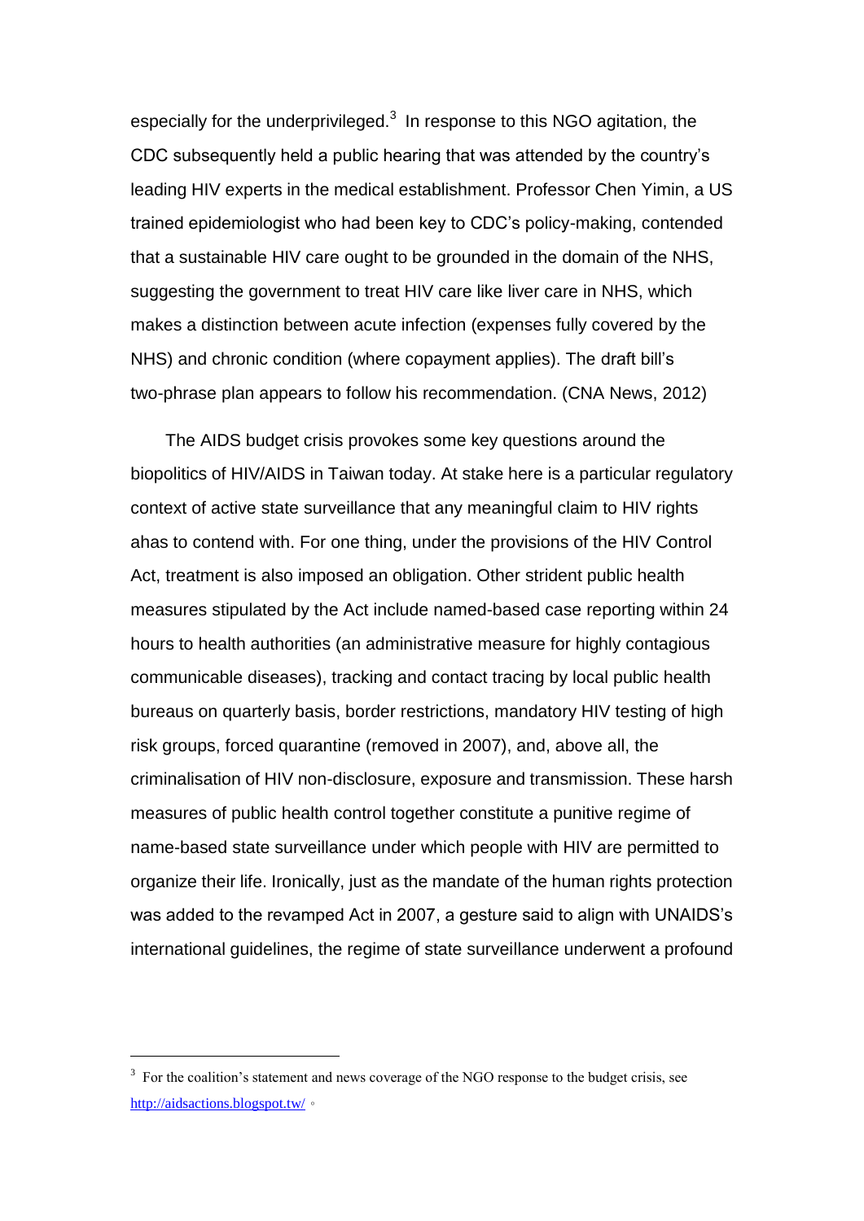especially for the underprivileged.[3] In response to this NGO agitation, the CDC subsequently held a public hearing that was attended by the country's leading HIV experts in the medical establishment. Professor Chen Yimin, a US trained epidemiologist who had been key to CDC's policy-making, contended that a sustainable HIV care ought to be grounded in the domain of the NHS, suggesting the government to treat HIV care like liver care in NHS, which makes a distinction between acute infection (expenses fully covered by the NHS) and chronic condition (where copayment applies). The draft bill's two-phrase plan appears to follow his recommendation. (CNA News, 2012)

The AIDS budget crisis provokes some key questions around the biopolitics of HIV/AIDS in Taiwan today. At stake here is a particular regulatory context of active state surveillance that any meaningful claim to HIV rights ahas to contend with. For one thing, under the provisions of the HIV Control Act, treatment is also imposed an obligation. Other strident public health measures stipulated by the Act include named-based case reporting within 24 hours to health authorities (an administrative measure for highly contagious communicable diseases), tracking and contact tracing by local public health bureaus on quarterly basis, border restrictions, mandatory HIV testing of high risk groups, forced quarantine (removed in 2007), and, above all, the criminalisation of HIV non-disclosure, exposure and transmission. These harsh measures of public health control together constitute a punitive regime of name-based state surveillance under which people with HIV are permitted to organize their life. Ironically, just as the mandate of the human rights protection was added to the revamped Act in 2007, a gesture said to align with UNAIDS's international guidelines, the regime of state surveillance underwent a profound

---

[3] For the coalition's statement and news coverage of the NGO response to the budget crisis, see http://aidsactions.blogspot.tw/ 。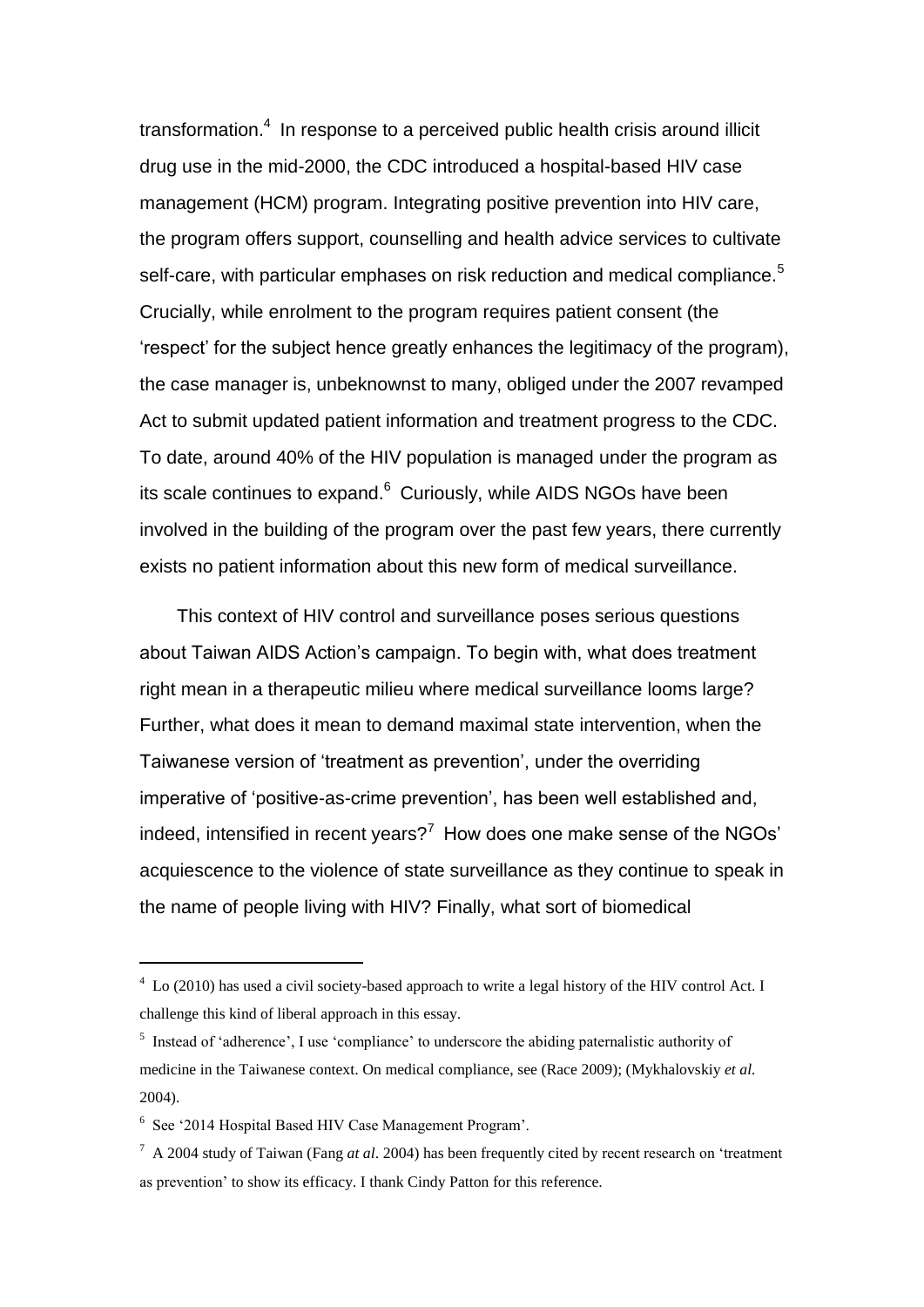transformation.[4] In response to a perceived public health crisis around illicit drug use in the mid-2000, the CDC introduced a hospital-based HIV case management (HCM) program. Integrating positive prevention into HIV care, the program offers support, counselling and health advice services to cultivate self-care, with particular emphases on risk reduction and medical compliance.[5] Crucially, while enrolment to the program requires patient consent (the 'respect' for the subject hence greatly enhances the legitimacy of the program), the case manager is, unbeknownst to many, obliged under the 2007 revamped Act to submit updated patient information and treatment progress to the CDC. To date, around 40% of the HIV population is managed under the program as its scale continues to expand.[6] Curiously, while AIDS NGOs have been involved in the building of the program over the past few years, there currently exists no patient information about this new form of medical surveillance.

This context of HIV control and surveillance poses serious questions about Taiwan AIDS Action's campaign. To begin with, what does treatment right mean in a therapeutic milieu where medical surveillance looms large? Further, what does it mean to demand maximal state intervention, when the Taiwanese version of 'treatment as prevention', under the overriding imperative of 'positive-as-crime prevention', has been well established and, indeed, intensified in recent years?[7] How does one make sense of the NGOs' acquiescence to the violence of state surveillance as they continue to speak in the name of people living with HIV? Finally, what sort of biomedical

---

[4] Lo (2010) has used a civil society-based approach to write a legal history of the HIV control Act. I challenge this kind of liberal approach in this essay.

[5] Instead of 'adherence', I use 'compliance' to underscore the abiding paternalistic authority of medicine in the Taiwanese context. On medical compliance, see (Race 2009); (Mykhalovskiy *et al.* 2004).

[6] See '2014 Hospital Based HIV Case Management Program'.

[7] A 2004 study of Taiwan (Fang *at al*. 2004) has been frequently cited by recent research on 'treatment as prevention' to show its efficacy. I thank Cindy Patton for this reference.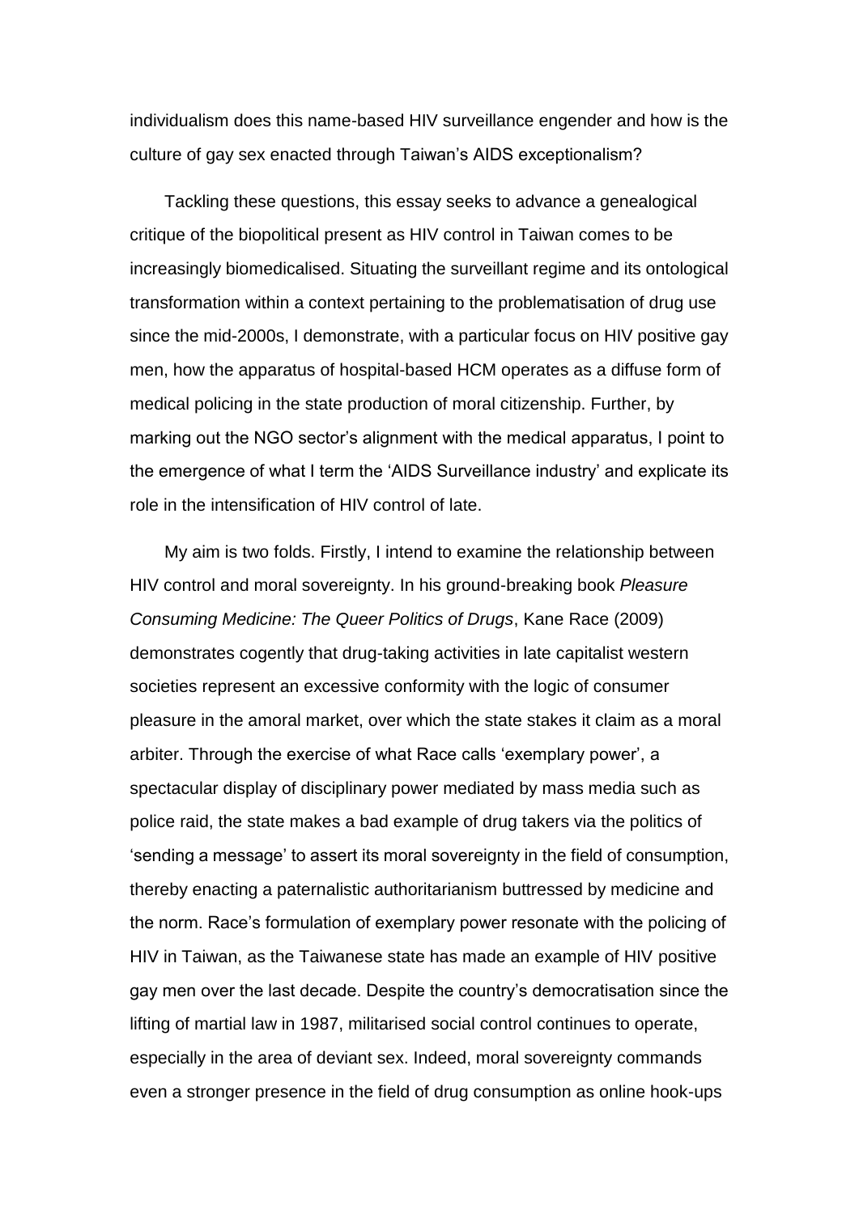individualism does this name-based HIV surveillance engender and how is the culture of gay sex enacted through Taiwan's AIDS exceptionalism?

Tackling these questions, this essay seeks to advance a genealogical critique of the biopolitical present as HIV control in Taiwan comes to be increasingly biomedicalised. Situating the surveillant regime and its ontological transformation within a context pertaining to the problematisation of drug use since the mid-2000s, I demonstrate, with a particular focus on HIV positive gay men, how the apparatus of hospital-based HCM operates as a diffuse form of medical policing in the state production of moral citizenship. Further, by marking out the NGO sector's alignment with the medical apparatus, I point to the emergence of what I term the 'AIDS Surveillance industry' and explicate its role in the intensification of HIV control of late.

My aim is two folds. Firstly, I intend to examine the relationship between HIV control and moral sovereignty. In his ground-breaking book *Pleasure Consuming Medicine: The Queer Politics of Drugs*, Kane Race (2009) demonstrates cogently that drug-taking activities in late capitalist western societies represent an excessive conformity with the logic of consumer pleasure in the amoral market, over which the state stakes it claim as a moral arbiter. Through the exercise of what Race calls 'exemplary power', a spectacular display of disciplinary power mediated by mass media such as police raid, the state makes a bad example of drug takers via the politics of 'sending a message' to assert its moral sovereignty in the field of consumption, thereby enacting a paternalistic authoritarianism buttressed by medicine and the norm. Race's formulation of exemplary power resonate with the policing of HIV in Taiwan, as the Taiwanese state has made an example of HIV positive gay men over the last decade. Despite the country's democratisation since the lifting of martial law in 1987, militarised social control continues to operate, especially in the area of deviant sex. Indeed, moral sovereignty commands even a stronger presence in the field of drug consumption as online hook-ups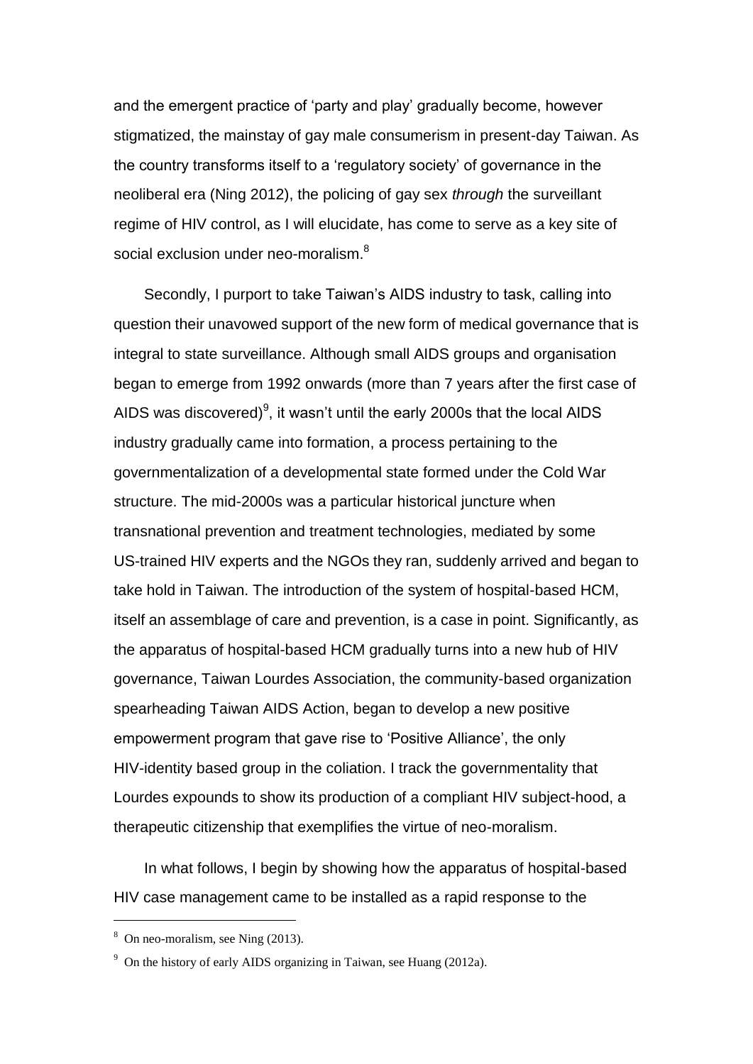and the emergent practice of 'party and play' gradually become, however stigmatized, the mainstay of gay male consumerism in present-day Taiwan. As the country transforms itself to a 'regulatory society' of governance in the neoliberal era (Ning 2012), the policing of gay sex *through* the surveillant regime of HIV control, as I will elucidate, has come to serve as a key site of social exclusion under neo-moralism.[8]

Secondly, I purport to take Taiwan's AIDS industry to task, calling into question their unavowed support of the new form of medical governance that is integral to state surveillance. Although small AIDS groups and organisation began to emerge from 1992 onwards (more than 7 years after the first case of AIDS was discovered)[9], it wasn't until the early 2000s that the local AIDS industry gradually came into formation, a process pertaining to the governmentalization of a developmental state formed under the Cold War structure. The mid-2000s was a particular historical juncture when transnational prevention and treatment technologies, mediated by some US-trained HIV experts and the NGOs they ran, suddenly arrived and began to take hold in Taiwan. The introduction of the system of hospital-based HCM, itself an assemblage of care and prevention, is a case in point. Significantly, as the apparatus of hospital-based HCM gradually turns into a new hub of HIV governance, Taiwan Lourdes Association, the community-based organization spearheading Taiwan AIDS Action, began to develop a new positive empowerment program that gave rise to 'Positive Alliance', the only HIV-identity based group in the coliation. I track the governmentality that Lourdes expounds to show its production of a compliant HIV subject-hood, a therapeutic citizenship that exemplifies the virtue of neo-moralism.

In what follows, I begin by showing how the apparatus of hospital-based HIV case management came to be installed as a rapid response to the

---

[8] On neo-moralism, see Ning (2013).

[9] On the history of early AIDS organizing in Taiwan, see Huang (2012a).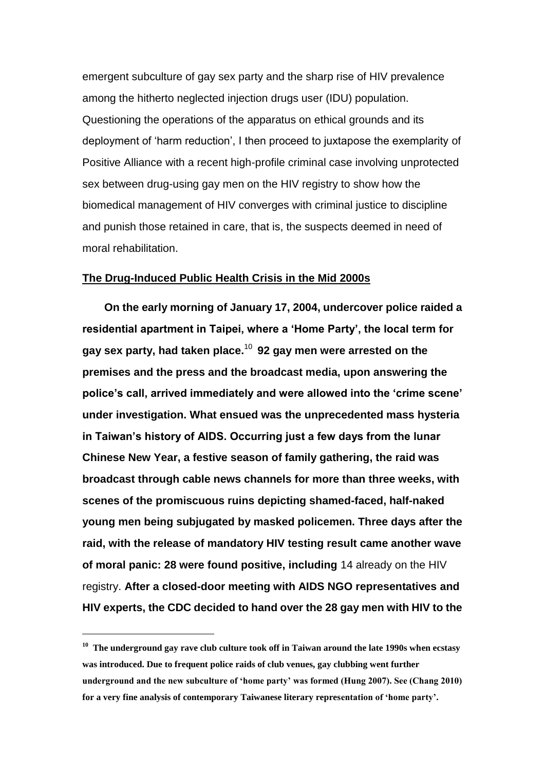emergent subculture of gay sex party and the sharp rise of HIV prevalence among the hitherto neglected injection drugs user (IDU) population. Questioning the operations of the apparatus on ethical grounds and its deployment of 'harm reduction', I then proceed to juxtapose the exemplarity of Positive Alliance with a recent high-profile criminal case involving unprotected sex between drug-using gay men on the HIV registry to show how the biomedical management of HIV converges with criminal justice to discipline and punish those retained in care, that is, the suspects deemed in need of moral rehabilitation.

## The Drug-Induced Public Health Crisis in the Mid 2000s

**On the early morning of January 17, 2004, undercover police raided a residential apartment in Taipei, where a 'Home Party', the local term for gay sex party, had taken place.**[10] **92 gay men were arrested on the premises and the press and the broadcast media, upon answering the police's call, arrived immediately and were allowed into the 'crime scene' under investigation. What ensued was the unprecedented mass hysteria in Taiwan's history of AIDS. Occurring just a few days from the lunar Chinese New Year, a festive season of family gathering, the raid was broadcast through cable news channels for more than three weeks, with scenes of the promiscuous ruins depicting shamed-faced, half-naked young men being subjugated by masked policemen. Three days after the raid, with the release of mandatory HIV testing result came another wave of moral panic: 28 were found positive, including** 14 already on the HIV registry. **After a closed-door meeting with AIDS NGO representatives and HIV experts, the CDC decided to hand over the 28 gay men with HIV to the**

---

[10] **The underground gay rave club culture took off in Taiwan around the late 1990s when ecstasy was introduced. Due to frequent police raids of club venues, gay clubbing went further underground and the new subculture of 'home party' was formed (Hung 2007). See (Chang 2010) for a very fine analysis of contemporary Taiwanese literary representation of 'home party'.**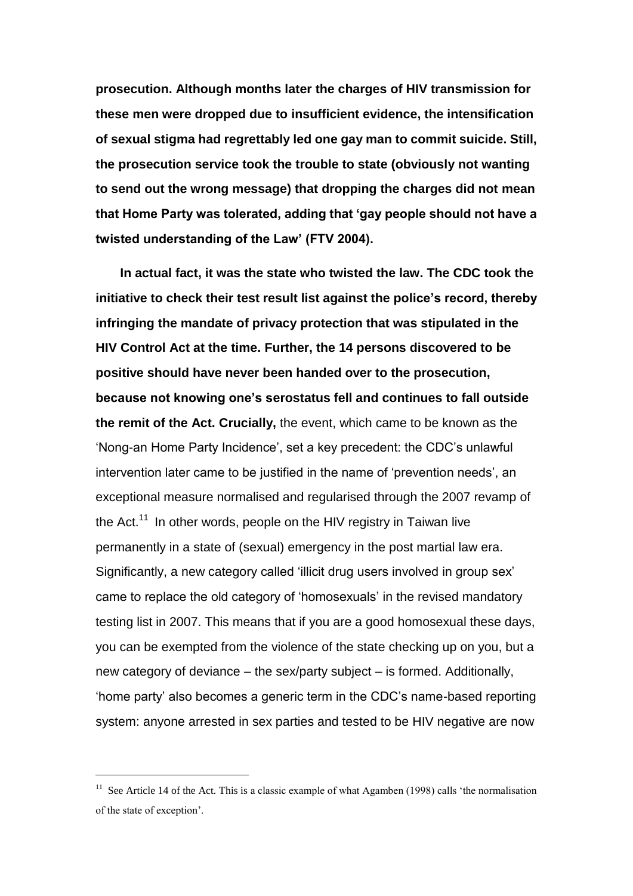**prosecution. Although months later the charges of HIV transmission for these men were dropped due to insufficient evidence, the intensification of sexual stigma had regrettably led one gay man to commit suicide. Still, the prosecution service took the trouble to state (obviously not wanting to send out the wrong message) that dropping the charges did not mean that Home Party was tolerated, adding that 'gay people should not have a twisted understanding of the Law' (FTV 2004).**

**In actual fact, it was the state who twisted the law. The CDC took the initiative to check their test result list against the police's record, thereby infringing the mandate of privacy protection that was stipulated in the HIV Control Act at the time. Further, the 14 persons discovered to be positive should have never been handed over to the prosecution, because not knowing one's serostatus fell and continues to fall outside the remit of the Act. Crucially,** the event, which came to be known as the 'Nong-an Home Party Incidence', set a key precedent: the CDC's unlawful intervention later came to be justified in the name of 'prevention needs', an exceptional measure normalised and regularised through the 2007 revamp of the Act.[11] In other words, people on the HIV registry in Taiwan live permanently in a state of (sexual) emergency in the post martial law era. Significantly, a new category called 'illicit drug users involved in group sex' came to replace the old category of 'homosexuals' in the revised mandatory testing list in 2007. This means that if you are a good homosexual these days, you can be exempted from the violence of the state checking up on you, but a new category of deviance – the sex/party subject – is formed. Additionally, 'home party' also becomes a generic term in the CDC's name-based reporting system: anyone arrested in sex parties and tested to be HIV negative are now

[11] See Article 14 of the Act. This is a classic example of what Agamben (1998) calls 'the normalisation of the state of exception'.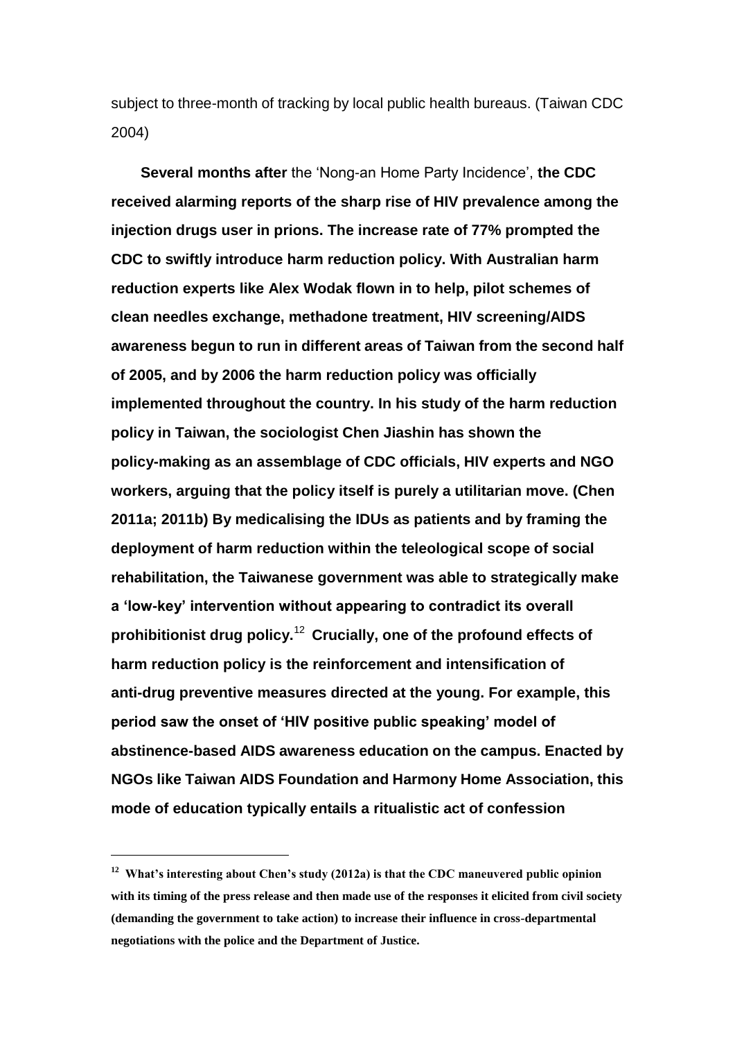subject to three-month of tracking by local public health bureaus. (Taiwan CDC 2004)

**Several months after** the 'Nong-an Home Party Incidence', **the CDC received alarming reports of the sharp rise of HIV prevalence among the injection drugs user in prions. The increase rate of 77% prompted the CDC to swiftly introduce harm reduction policy. With Australian harm reduction experts like Alex Wodak flown in to help, pilot schemes of clean needles exchange, methadone treatment, HIV screening/AIDS awareness begun to run in different areas of Taiwan from the second half of 2005, and by 2006 the harm reduction policy was officially implemented throughout the country. In his study of the harm reduction policy in Taiwan, the sociologist Chen Jiashin has shown the policy-making as an assemblage of CDC officials, HIV experts and NGO workers, arguing that the policy itself is purely a utilitarian move. (Chen 2011a; 2011b) By medicalising the IDUs as patients and by framing the deployment of harm reduction within the teleological scope of social rehabilitation, the Taiwanese government was able to strategically make a 'low-key' intervention without appearing to contradict its overall prohibitionist drug policy.**[12] **Crucially, one of the profound effects of harm reduction policy is the reinforcement and intensification of anti-drug preventive measures directed at the young. For example, this period saw the onset of 'HIV positive public speaking' model of abstinence-based AIDS awareness education on the campus. Enacted by NGOs like Taiwan AIDS Foundation and Harmony Home Association, this mode of education typically entails a ritualistic act of confession**

---

[12] **What's interesting about Chen's study (2012a) is that the CDC maneuvered public opinion with its timing of the press release and then made use of the responses it elicited from civil society (demanding the government to take action) to increase their influence in cross-departmental negotiations with the police and the Department of Justice.**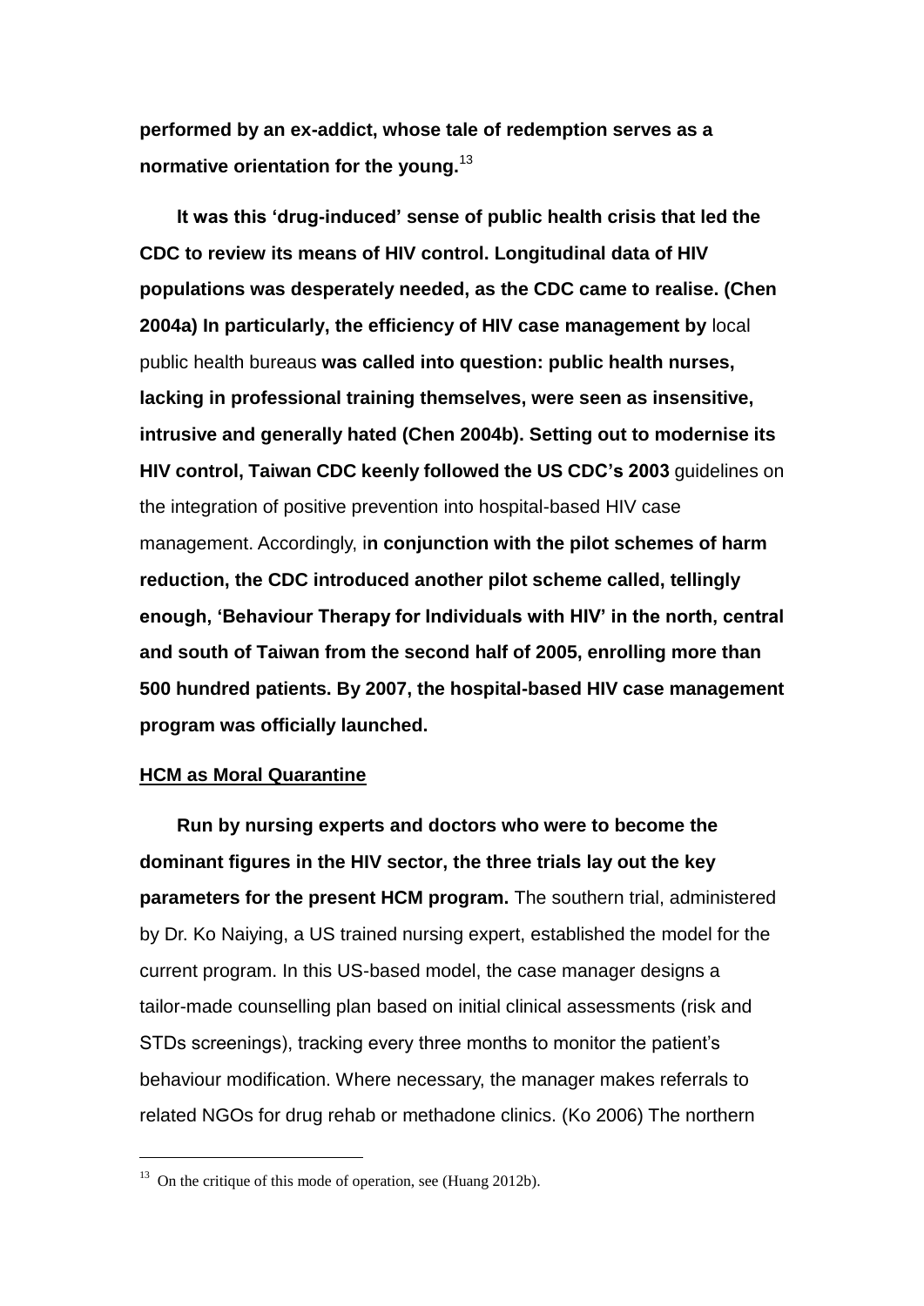**performed by an ex-addict, whose tale of redemption serves as a normative orientation for the young.**[13]

**It was this 'drug-induced' sense of public health crisis that led the CDC to review its means of HIV control. Longitudinal data of HIV populations was desperately needed, as the CDC came to realise. (Chen 2004a) In particularly, the efficiency of HIV case management by** local public health bureaus **was called into question: public health nurses, lacking in professional training themselves, were seen as insensitive, intrusive and generally hated (Chen 2004b). Setting out to modernise its HIV control, Taiwan CDC keenly followed the US CDC's 2003** guidelines on the integration of positive prevention into hospital-based HIV case management. Accordingly, i**n conjunction with the pilot schemes of harm reduction, the CDC introduced another pilot scheme called, tellingly enough, 'Behaviour Therapy for Individuals with HIV' in the north, central and south of Taiwan from the second half of 2005, enrolling more than 500 hundred patients. By 2007, the hospital-based HIV case management program was officially launched.**

## HCM as Moral Quarantine

**Run by nursing experts and doctors who were to become the dominant figures in the HIV sector, the three trials lay out the key parameters for the present HCM program.** The southern trial, administered by Dr. Ko Naiying, a US trained nursing expert, established the model for the current program. In this US-based model, the case manager designs a tailor-made counselling plan based on initial clinical assessments (risk and STDs screenings), tracking every three months to monitor the patient's behaviour modification. Where necessary, the manager makes referrals to related NGOs for drug rehab or methadone clinics. (Ko 2006) The northern

---

[13] On the critique of this mode of operation, see (Huang 2012b).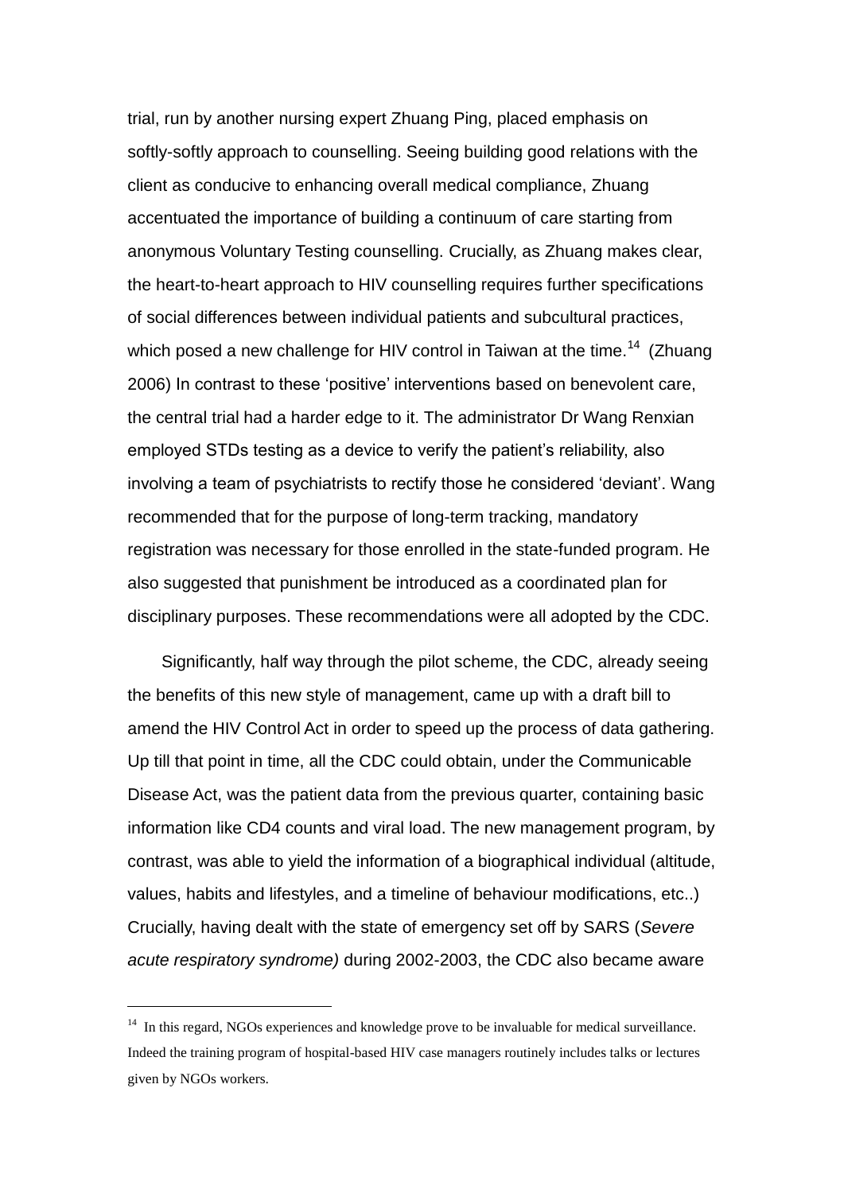trial, run by another nursing expert Zhuang Ping, placed emphasis on softly-softly approach to counselling. Seeing building good relations with the client as conducive to enhancing overall medical compliance, Zhuang accentuated the importance of building a continuum of care starting from anonymous Voluntary Testing counselling. Crucially, as Zhuang makes clear, the heart-to-heart approach to HIV counselling requires further specifications of social differences between individual patients and subcultural practices, which posed a new challenge for HIV control in Taiwan at the time.[14] (Zhuang 2006) In contrast to these 'positive' interventions based on benevolent care, the central trial had a harder edge to it. The administrator Dr Wang Renxian employed STDs testing as a device to verify the patient's reliability, also involving a team of psychiatrists to rectify those he considered 'deviant'. Wang recommended that for the purpose of long-term tracking, mandatory registration was necessary for those enrolled in the state-funded program. He also suggested that punishment be introduced as a coordinated plan for disciplinary purposes. These recommendations were all adopted by the CDC.

Significantly, half way through the pilot scheme, the CDC, already seeing the benefits of this new style of management, came up with a draft bill to amend the HIV Control Act in order to speed up the process of data gathering. Up till that point in time, all the CDC could obtain, under the Communicable Disease Act, was the patient data from the previous quarter, containing basic information like CD4 counts and viral load. The new management program, by contrast, was able to yield the information of a biographical individual (altitude, values, habits and lifestyles, and a timeline of behaviour modifications, etc..) Crucially, having dealt with the state of emergency set off by SARS (*Severe acute respiratory syndrome)* during 2002-2003, the CDC also became aware

---

[14] In this regard, NGOs experiences and knowledge prove to be invaluable for medical surveillance. Indeed the training program of hospital-based HIV case managers routinely includes talks or lectures given by NGOs workers.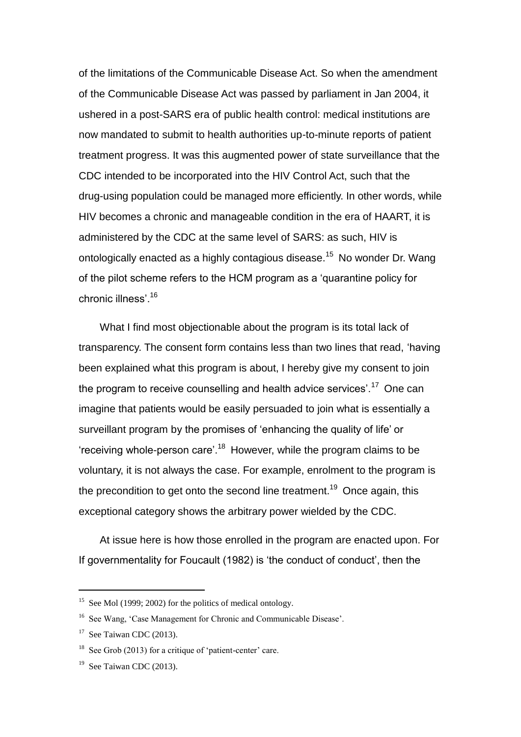of the limitations of the Communicable Disease Act. So when the amendment of the Communicable Disease Act was passed by parliament in Jan 2004, it ushered in a post-SARS era of public health control: medical institutions are now mandated to submit to health authorities up-to-minute reports of patient treatment progress. It was this augmented power of state surveillance that the CDC intended to be incorporated into the HIV Control Act, such that the drug-using population could be managed more efficiently. In other words, while HIV becomes a chronic and manageable condition in the era of HAART, it is administered by the CDC at the same level of SARS: as such, HIV is ontologically enacted as a highly contagious disease.[15] No wonder Dr. Wang of the pilot scheme refers to the HCM program as a 'quarantine policy for chronic illness'.[16]

What I find most objectionable about the program is its total lack of transparency. The consent form contains less than two lines that read, 'having been explained what this program is about, I hereby give my consent to join the program to receive counselling and health advice services'.[17] One can imagine that patients would be easily persuaded to join what is essentially a surveillant program by the promises of 'enhancing the quality of life' or 'receiving whole-person care'.[18] However, while the program claims to be voluntary, it is not always the case. For example, enrolment to the program is the precondition to get onto the second line treatment.[19] Once again, this exceptional category shows the arbitrary power wielded by the CDC.

At issue here is how those enrolled in the program are enacted upon. For If governmentality for Foucault (1982) is 'the conduct of conduct', then the

---

[15] See Mol (1999; 2002) for the politics of medical ontology.

[16] See Wang, 'Case Management for Chronic and Communicable Disease'.

[17] See Taiwan CDC (2013).

[18] See Grob (2013) for a critique of 'patient-center' care.

[19] See Taiwan CDC (2013).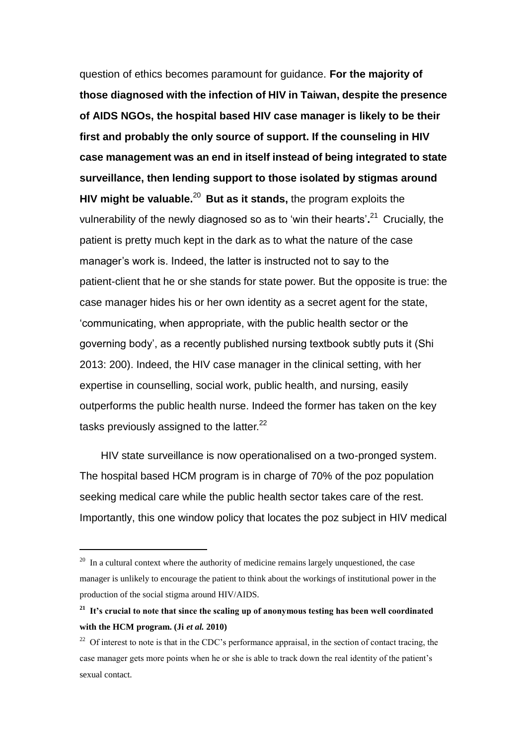question of ethics becomes paramount for guidance. **For the majority of those diagnosed with the infection of HIV in Taiwan, despite the presence of AIDS NGOs, the hospital based HIV case manager is likely to be their first and probably the only source of support. If the counseling in HIV case management was an end in itself instead of being integrated to state surveillance, then lending support to those isolated by stigmas around HIV might be valuable.**[20] **But as it stands,** the program exploits the vulnerability of the newly diagnosed so as to 'win their hearts'**.**[21] Crucially, the patient is pretty much kept in the dark as to what the nature of the case manager's work is. Indeed, the latter is instructed not to say to the patient-client that he or she stands for state power. But the opposite is true: the case manager hides his or her own identity as a secret agent for the state, 'communicating, when appropriate, with the public health sector or the governing body', as a recently published nursing textbook subtly puts it (Shi 2013: 200). Indeed, the HIV case manager in the clinical setting, with her expertise in counselling, social work, public health, and nursing, easily outperforms the public health nurse. Indeed the former has taken on the key tasks previously assigned to the latter.[22]

HIV state surveillance is now operationalised on a two-pronged system. The hospital based HCM program is in charge of 70% of the poz population seeking medical care while the public health sector takes care of the rest. Importantly, this one window policy that locates the poz subject in HIV medical

---

[20] In a cultural context where the authority of medicine remains largely unquestioned, the case manager is unlikely to encourage the patient to think about the workings of institutional power in the production of the social stigma around HIV/AIDS.

**[21] It's crucial to note that since the scaling up of anonymous testing has been well coordinated with the HCM program. (Ji *et al.* 2010)**

[22] Of interest to note is that in the CDC's performance appraisal, in the section of contact tracing, the case manager gets more points when he or she is able to track down the real identity of the patient's sexual contact.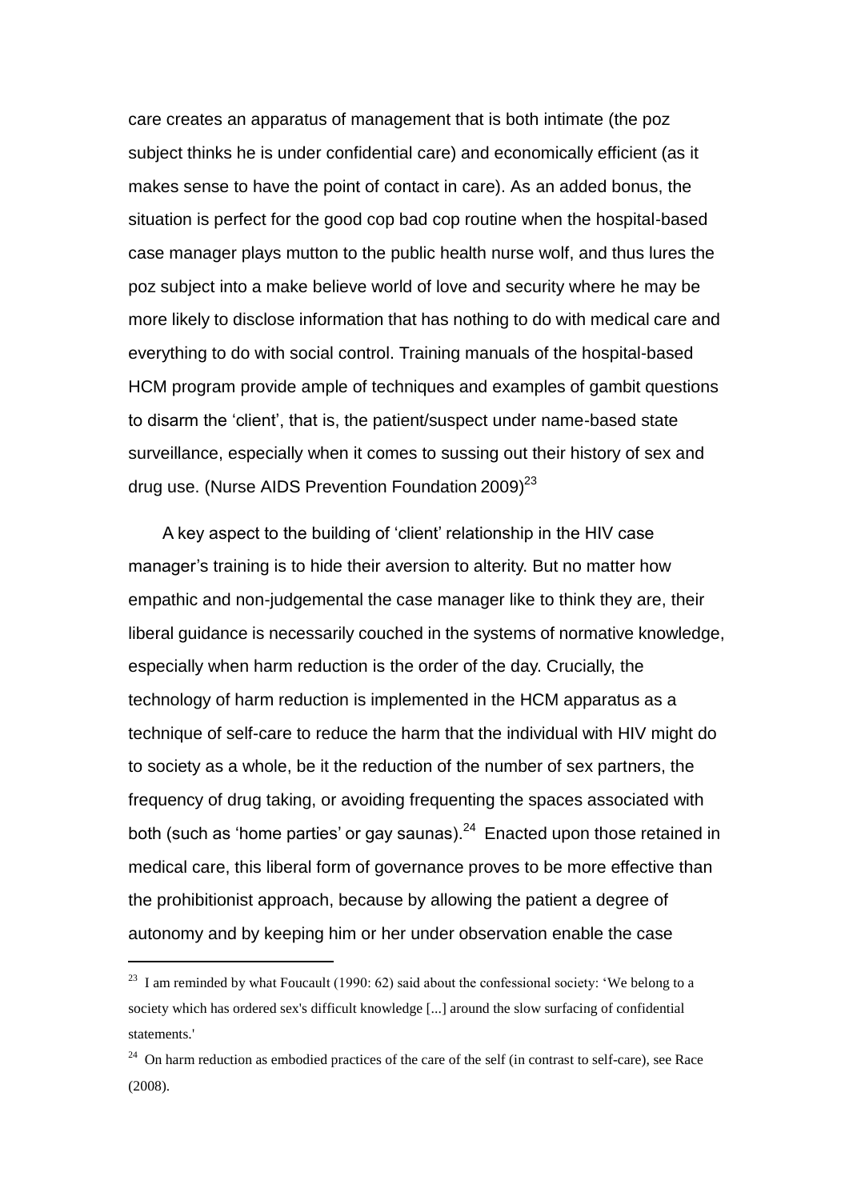care creates an apparatus of management that is both intimate (the poz subject thinks he is under confidential care) and economically efficient (as it makes sense to have the point of contact in care). As an added bonus, the situation is perfect for the good cop bad cop routine when the hospital-based case manager plays mutton to the public health nurse wolf, and thus lures the poz subject into a make believe world of love and security where he may be more likely to disclose information that has nothing to do with medical care and everything to do with social control. Training manuals of the hospital-based HCM program provide ample of techniques and examples of gambit questions to disarm the 'client', that is, the patient/suspect under name-based state surveillance, especially when it comes to sussing out their history of sex and drug use. (Nurse AIDS Prevention Foundation 2009)[23]

A key aspect to the building of 'client' relationship in the HIV case manager's training is to hide their aversion to alterity. But no matter how empathic and non-judgemental the case manager like to think they are, their liberal guidance is necessarily couched in the systems of normative knowledge, especially when harm reduction is the order of the day. Crucially, the technology of harm reduction is implemented in the HCM apparatus as a technique of self-care to reduce the harm that the individual with HIV might do to society as a whole, be it the reduction of the number of sex partners, the frequency of drug taking, or avoiding frequenting the spaces associated with both (such as 'home parties' or gay saunas).[24] Enacted upon those retained in medical care, this liberal form of governance proves to be more effective than the prohibitionist approach, because by allowing the patient a degree of autonomy and by keeping him or her under observation enable the case

---

[23] I am reminded by what Foucault (1990: 62) said about the confessional society: 'We belong to a society which has ordered sex's difficult knowledge [...] around the slow surfacing of confidential statements.'

[24] On harm reduction as embodied practices of the care of the self (in contrast to self-care), see Race (2008).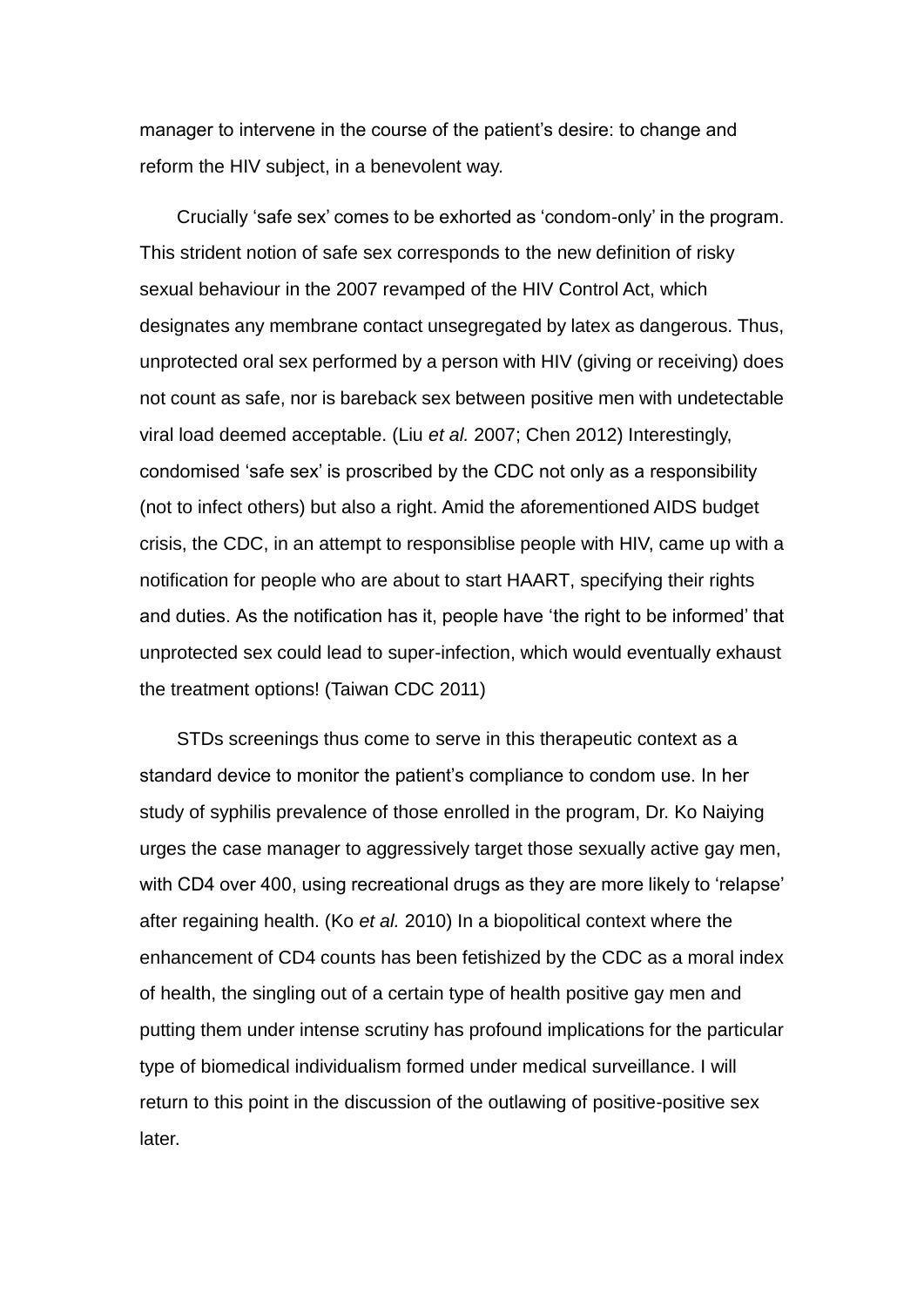manager to intervene in the course of the patient's desire: to change and reform the HIV subject, in a benevolent way.

Crucially 'safe sex' comes to be exhorted as 'condom-only' in the program. This strident notion of safe sex corresponds to the new definition of risky sexual behaviour in the 2007 revamped of the HIV Control Act, which designates any membrane contact unsegregated by latex as dangerous. Thus, unprotected oral sex performed by a person with HIV (giving or receiving) does not count as safe, nor is bareback sex between positive men with undetectable viral load deemed acceptable. (Liu *et al.* 2007; Chen 2012) Interestingly, condomised 'safe sex' is proscribed by the CDC not only as a responsibility (not to infect others) but also a right. Amid the aforementioned AIDS budget crisis, the CDC, in an attempt to responsiblise people with HIV, came up with a notification for people who are about to start HAART, specifying their rights and duties. As the notification has it, people have 'the right to be informed' that unprotected sex could lead to super-infection, which would eventually exhaust the treatment options! (Taiwan CDC 2011)

STDs screenings thus come to serve in this therapeutic context as a standard device to monitor the patient's compliance to condom use. In her study of syphilis prevalence of those enrolled in the program, Dr. Ko Naiying urges the case manager to aggressively target those sexually active gay men, with CD4 over 400, using recreational drugs as they are more likely to 'relapse' after regaining health. (Ko *et al.* 2010) In a biopolitical context where the enhancement of CD4 counts has been fetishized by the CDC as a moral index of health, the singling out of a certain type of health positive gay men and putting them under intense scrutiny has profound implications for the particular type of biomedical individualism formed under medical surveillance. I will return to this point in the discussion of the outlawing of positive-positive sex later.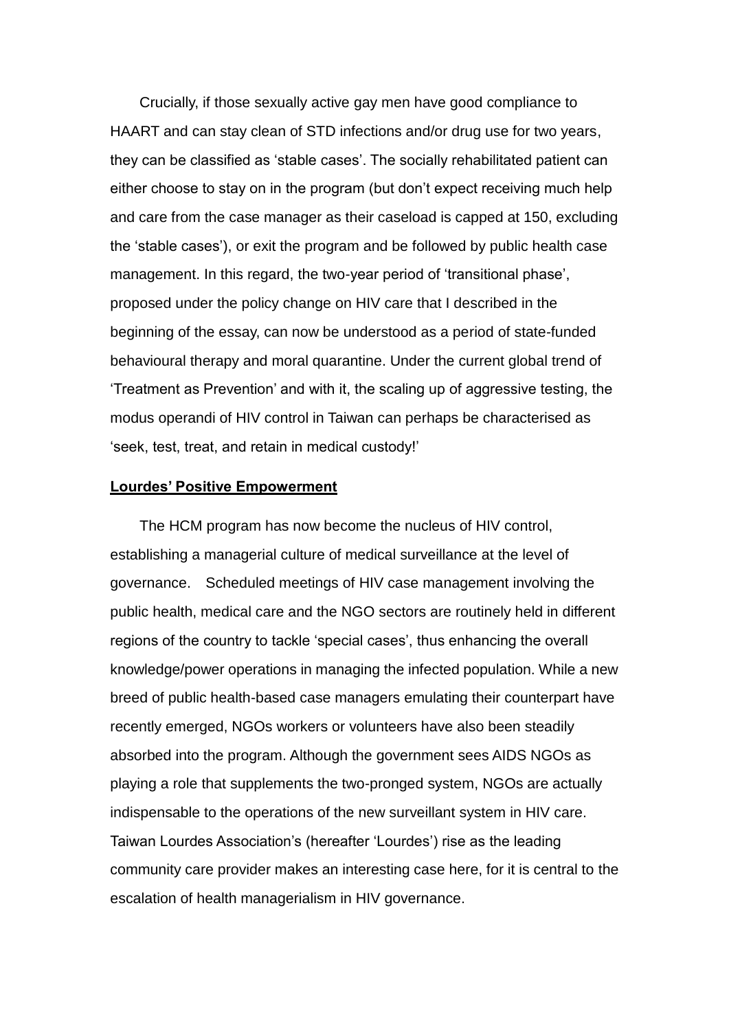Crucially, if those sexually active gay men have good compliance to HAART and can stay clean of STD infections and/or drug use for two years, they can be classified as 'stable cases'. The socially rehabilitated patient can either choose to stay on in the program (but don't expect receiving much help and care from the case manager as their caseload is capped at 150, excluding the 'stable cases'), or exit the program and be followed by public health case management. In this regard, the two-year period of 'transitional phase', proposed under the policy change on HIV care that I described in the beginning of the essay, can now be understood as a period of state-funded behavioural therapy and moral quarantine. Under the current global trend of 'Treatment as Prevention' and with it, the scaling up of aggressive testing, the modus operandi of HIV control in Taiwan can perhaps be characterised as 'seek, test, treat, and retain in medical custody!'

## Lourdes' Positive Empowerment

The HCM program has now become the nucleus of HIV control, establishing a managerial culture of medical surveillance at the level of governance. Scheduled meetings of HIV case management involving the public health, medical care and the NGO sectors are routinely held in different regions of the country to tackle 'special cases', thus enhancing the overall knowledge/power operations in managing the infected population. While a new breed of public health-based case managers emulating their counterpart have recently emerged, NGOs workers or volunteers have also been steadily absorbed into the program. Although the government sees AIDS NGOs as playing a role that supplements the two-pronged system, NGOs are actually indispensable to the operations of the new surveillant system in HIV care. Taiwan Lourdes Association's (hereafter 'Lourdes') rise as the leading community care provider makes an interesting case here, for it is central to the escalation of health managerialism in HIV governance.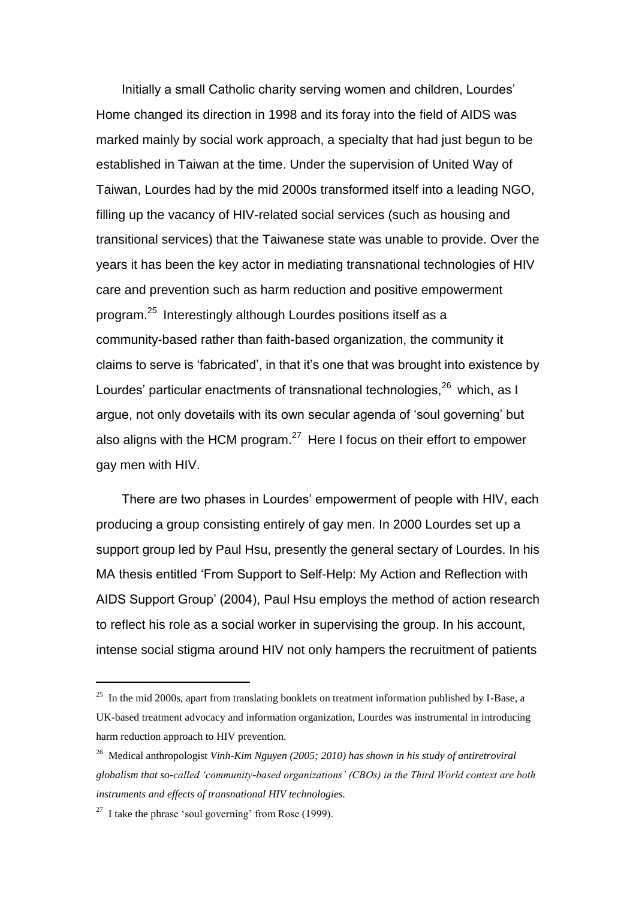Initially a small Catholic charity serving women and children, Lourdes' Home changed its direction in 1998 and its foray into the field of AIDS was marked mainly by social work approach, a specialty that had just begun to be established in Taiwan at the time. Under the supervision of United Way of Taiwan, Lourdes had by the mid 2000s transformed itself into a leading NGO, filling up the vacancy of HIV-related social services (such as housing and transitional services) that the Taiwanese state was unable to provide. Over the years it has been the key actor in mediating transnational technologies of HIV care and prevention such as harm reduction and positive empowerment program.[25] Interestingly although Lourdes positions itself as a community-based rather than faith-based organization, the community it claims to serve is 'fabricated', in that it's one that was brought into existence by Lourdes' particular enactments of transnational technologies,[26] which, as I argue, not only dovetails with its own secular agenda of 'soul governing' but also aligns with the HCM program.[27] Here I focus on their effort to empower gay men with HIV.

There are two phases in Lourdes' empowerment of people with HIV, each producing a group consisting entirely of gay men. In 2000 Lourdes set up a support group led by Paul Hsu, presently the general sectary of Lourdes. In his MA thesis entitled 'From Support to Self-Help: My Action and Reflection with AIDS Support Group' (2004), Paul Hsu employs the method of action research to reflect his role as a social worker in supervising the group. In his account, intense social stigma around HIV not only hampers the recruitment of patients

---

[25] In the mid 2000s, apart from translating booklets on treatment information published by I-Base, a UK-based treatment advocacy and information organization, Lourdes was instrumental in introducing harm reduction approach to HIV prevention.

[26] Medical anthropologist *Vinh-Kim Nguyen (2005; 2010) has shown in his study of antiretroviral globalism that so-called 'community-based organizations' (CBOs) in the Third World context are both instruments and effects of transnational HIV technologies.*

[27] I take the phrase 'soul governing' from Rose (1999).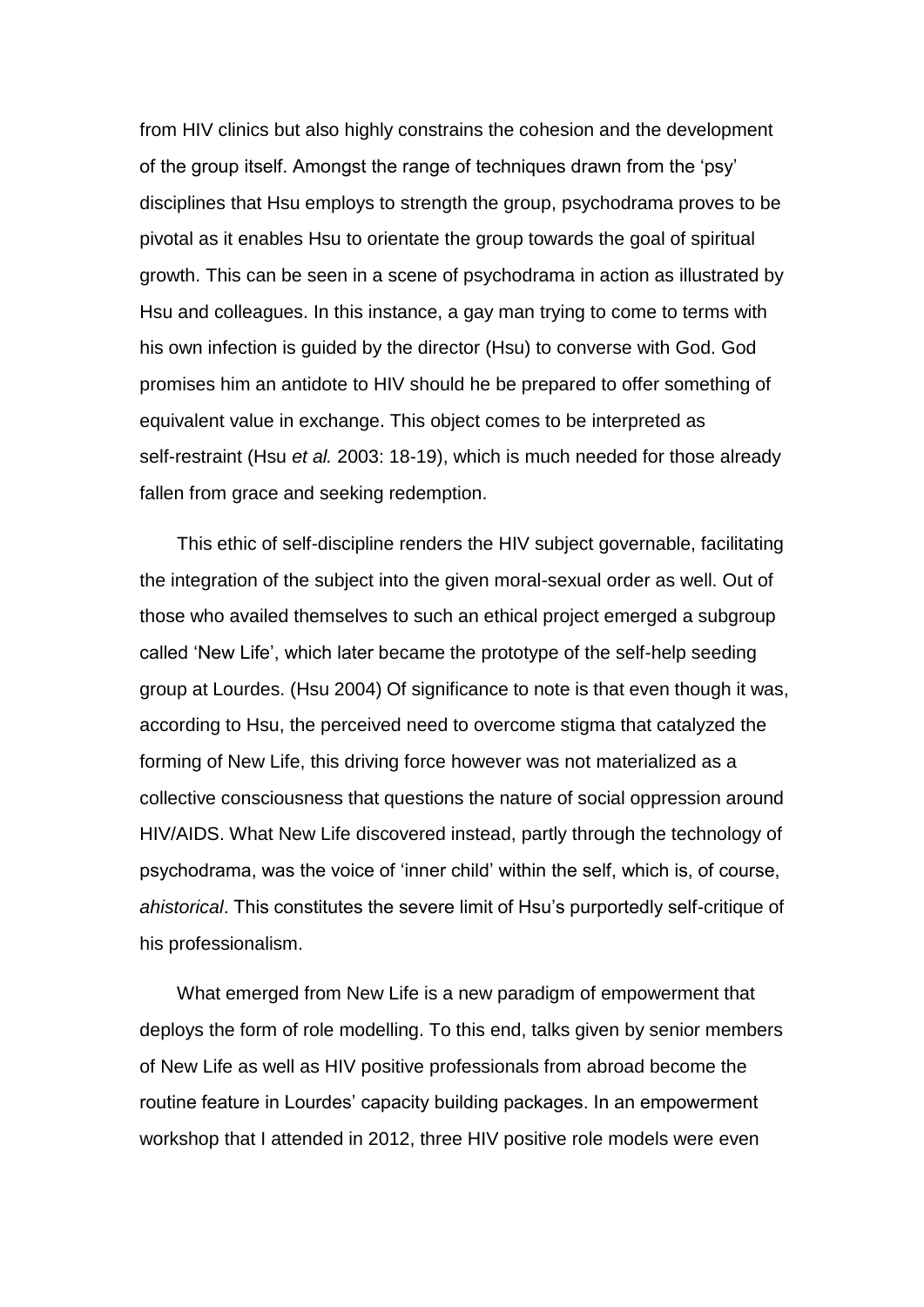from HIV clinics but also highly constrains the cohesion and the development of the group itself. Amongst the range of techniques drawn from the 'psy' disciplines that Hsu employs to strength the group, psychodrama proves to be pivotal as it enables Hsu to orientate the group towards the goal of spiritual growth. This can be seen in a scene of psychodrama in action as illustrated by Hsu and colleagues. In this instance, a gay man trying to come to terms with his own infection is guided by the director (Hsu) to converse with God. God promises him an antidote to HIV should he be prepared to offer something of equivalent value in exchange. This object comes to be interpreted as self-restraint (Hsu *et al.* 2003: 18-19), which is much needed for those already fallen from grace and seeking redemption.

This ethic of self-discipline renders the HIV subject governable, facilitating the integration of the subject into the given moral-sexual order as well. Out of those who availed themselves to such an ethical project emerged a subgroup called 'New Life', which later became the prototype of the self-help seeding group at Lourdes. (Hsu 2004) Of significance to note is that even though it was, according to Hsu, the perceived need to overcome stigma that catalyzed the forming of New Life, this driving force however was not materialized as a collective consciousness that questions the nature of social oppression around HIV/AIDS. What New Life discovered instead, partly through the technology of psychodrama, was the voice of 'inner child' within the self, which is, of course, *ahistorical*. This constitutes the severe limit of Hsu's purportedly self-critique of his professionalism.

What emerged from New Life is a new paradigm of empowerment that deploys the form of role modelling. To this end, talks given by senior members of New Life as well as HIV positive professionals from abroad become the routine feature in Lourdes' capacity building packages. In an empowerment workshop that I attended in 2012, three HIV positive role models were even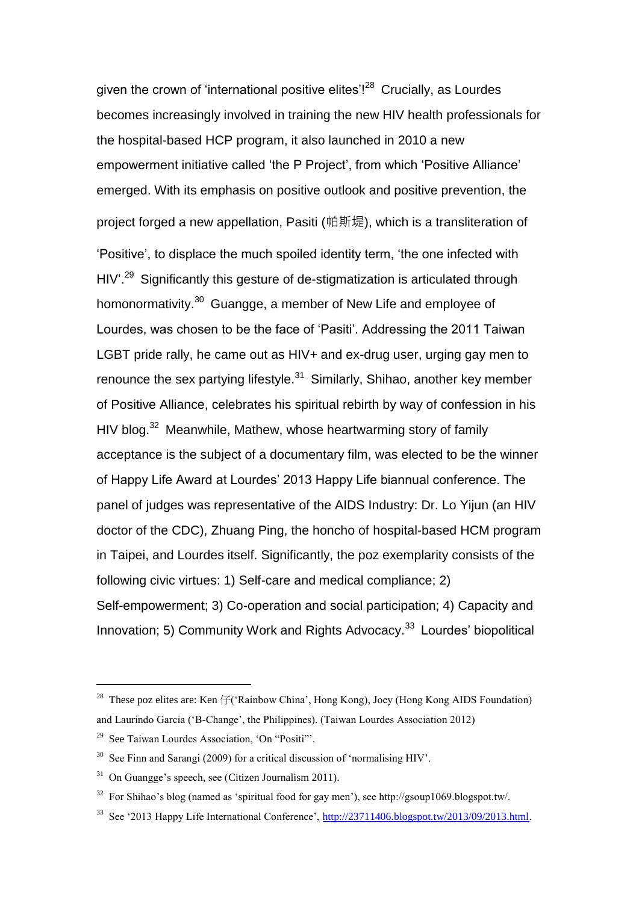given the crown of 'international positive elites'![28] Crucially, as Lourdes becomes increasingly involved in training the new HIV health professionals for the hospital-based HCP program, it also launched in 2010 a new empowerment initiative called 'the P Project', from which 'Positive Alliance' emerged. With its emphasis on positive outlook and positive prevention, the project forged a new appellation, Pasiti (帕斯堤), which is a transliteration of 'Positive', to displace the much spoiled identity term, 'the one infected with HIV'.[29] Significantly this gesture of de-stigmatization is articulated through homonormativity.[30] Guangge, a member of New Life and employee of Lourdes, was chosen to be the face of 'Pasiti'. Addressing the 2011 Taiwan LGBT pride rally, he came out as HIV+ and ex-drug user, urging gay men to renounce the sex partying lifestyle.[31] Similarly, Shihao, another key member of Positive Alliance, celebrates his spiritual rebirth by way of confession in his HIV blog.[32] Meanwhile, Mathew, whose heartwarming story of family acceptance is the subject of a documentary film, was elected to be the winner of Happy Life Award at Lourdes' 2013 Happy Life biannual conference. The panel of judges was representative of the AIDS Industry: Dr. Lo Yijun (an HIV doctor of the CDC), Zhuang Ping, the honcho of hospital-based HCM program in Taipei, and Lourdes itself. Significantly, the poz exemplarity consists of the following civic virtues: 1) Self-care and medical compliance; 2) Self-empowerment; 3) Co-operation and social participation; 4) Capacity and Innovation; 5) Community Work and Rights Advocacy.[33] Lourdes' biopolitical

---

[28] These poz elites are: Ken 仔('Rainbow China', Hong Kong), Joey (Hong Kong AIDS Foundation) and Laurindo Garcia ('B-Change', the Philippines). (Taiwan Lourdes Association 2012)

[29] See Taiwan Lourdes Association, 'On "Positi"'.

[30] See Finn and Sarangi (2009) for a critical discussion of 'normalising HIV'.

[31] On Guangge's speech, see (Citizen Journalism 2011).

[32] For Shihao's blog (named as 'spiritual food for gay men'), see http://gsoup1069.blogspot.tw/.

[33] See '2013 Happy Life International Conference', http://23711406.blogspot.tw/2013/09/2013.html.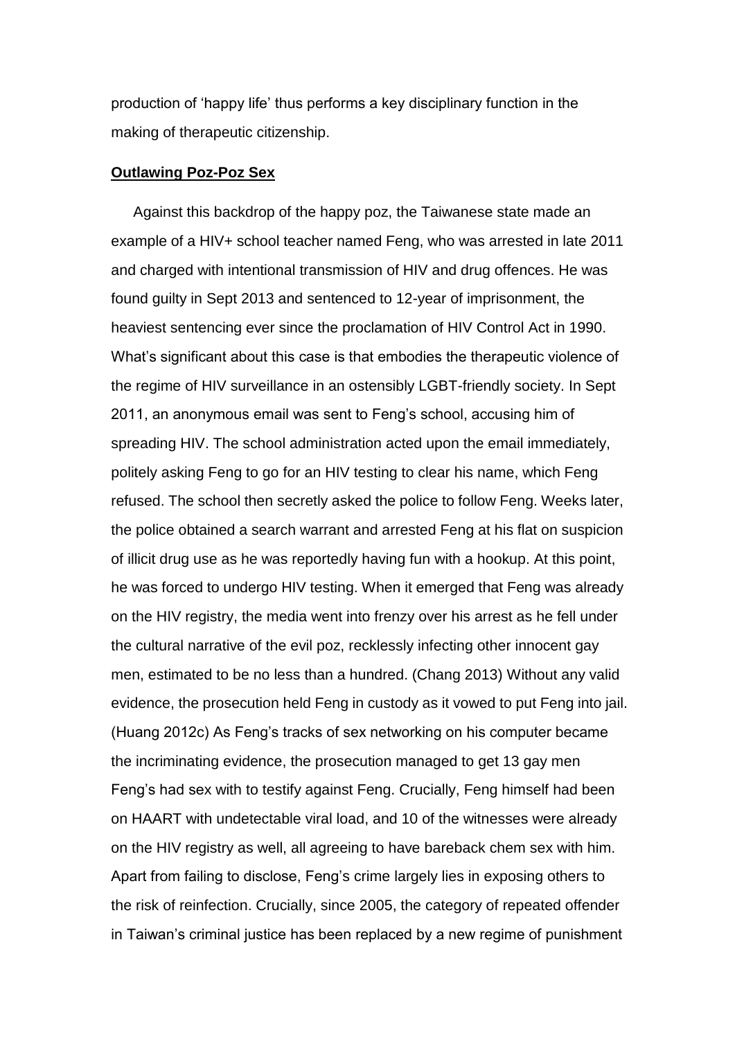production of 'happy life' thus performs a key disciplinary function in the making of therapeutic citizenship.

## Outlawing Poz-Poz Sex

Against this backdrop of the happy poz, the Taiwanese state made an example of a HIV+ school teacher named Feng, who was arrested in late 2011 and charged with intentional transmission of HIV and drug offences. He was found guilty in Sept 2013 and sentenced to 12-year of imprisonment, the heaviest sentencing ever since the proclamation of HIV Control Act in 1990. What's significant about this case is that embodies the therapeutic violence of the regime of HIV surveillance in an ostensibly LGBT-friendly society. In Sept 2011, an anonymous email was sent to Feng's school, accusing him of spreading HIV. The school administration acted upon the email immediately, politely asking Feng to go for an HIV testing to clear his name, which Feng refused. The school then secretly asked the police to follow Feng. Weeks later, the police obtained a search warrant and arrested Feng at his flat on suspicion of illicit drug use as he was reportedly having fun with a hookup. At this point, he was forced to undergo HIV testing. When it emerged that Feng was already on the HIV registry, the media went into frenzy over his arrest as he fell under the cultural narrative of the evil poz, recklessly infecting other innocent gay men, estimated to be no less than a hundred. (Chang 2013) Without any valid evidence, the prosecution held Feng in custody as it vowed to put Feng into jail. (Huang 2012c) As Feng's tracks of sex networking on his computer became the incriminating evidence, the prosecution managed to get 13 gay men Feng's had sex with to testify against Feng. Crucially, Feng himself had been on HAART with undetectable viral load, and 10 of the witnesses were already on the HIV registry as well, all agreeing to have bareback chem sex with him. Apart from failing to disclose, Feng's crime largely lies in exposing others to the risk of reinfection. Crucially, since 2005, the category of repeated offender in Taiwan's criminal justice has been replaced by a new regime of punishment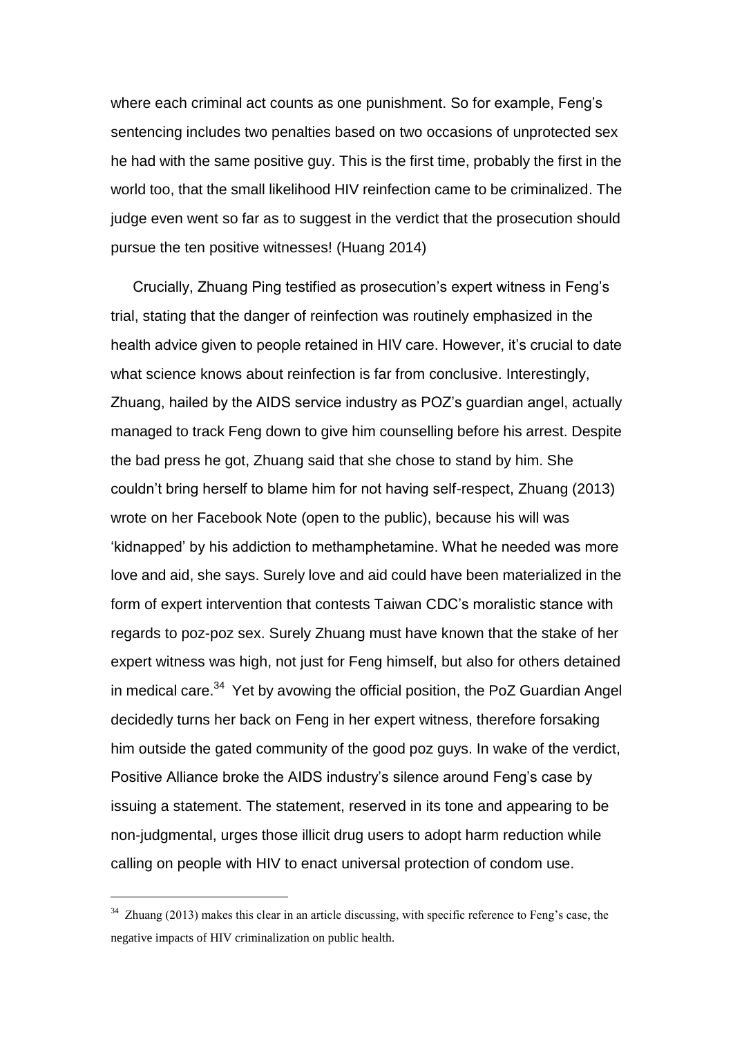where each criminal act counts as one punishment. So for example, Feng's sentencing includes two penalties based on two occasions of unprotected sex he had with the same positive guy. This is the first time, probably the first in the world too, that the small likelihood HIV reinfection came to be criminalized. The judge even went so far as to suggest in the verdict that the prosecution should pursue the ten positive witnesses! (Huang 2014)

Crucially, Zhuang Ping testified as prosecution's expert witness in Feng's trial, stating that the danger of reinfection was routinely emphasized in the health advice given to people retained in HIV care. However, it's crucial to date what science knows about reinfection is far from conclusive. Interestingly, Zhuang, hailed by the AIDS service industry as POZ's guardian angel, actually managed to track Feng down to give him counselling before his arrest. Despite the bad press he got, Zhuang said that she chose to stand by him. She couldn't bring herself to blame him for not having self-respect, Zhuang (2013) wrote on her Facebook Note (open to the public), because his will was 'kidnapped' by his addiction to methamphetamine. What he needed was more love and aid, she says. Surely love and aid could have been materialized in the form of expert intervention that contests Taiwan CDC's moralistic stance with regards to poz-poz sex. Surely Zhuang must have known that the stake of her expert witness was high, not just for Feng himself, but also for others detained in medical care.[34] Yet by avowing the official position, the PoZ Guardian Angel decidedly turns her back on Feng in her expert witness, therefore forsaking him outside the gated community of the good poz guys. In wake of the verdict, Positive Alliance broke the AIDS industry's silence around Feng's case by issuing a statement. The statement, reserved in its tone and appearing to be non-judgmental, urges those illicit drug users to adopt harm reduction while calling on people with HIV to enact universal protection of condom use.

---

[34] Zhuang (2013) makes this clear in an article discussing, with specific reference to Feng's case, the negative impacts of HIV criminalization on public health.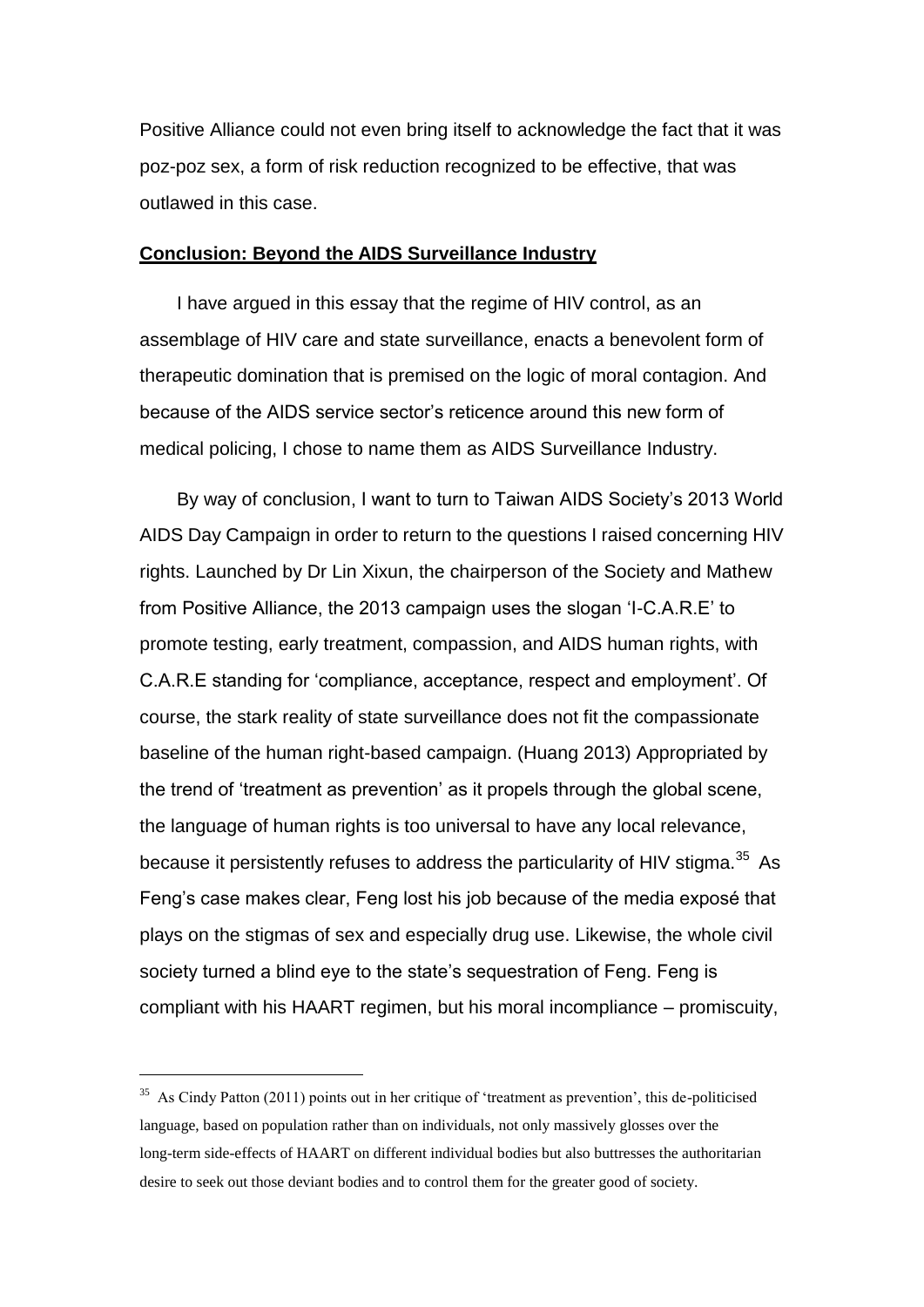Positive Alliance could not even bring itself to acknowledge the fact that it was poz-poz sex, a form of risk reduction recognized to be effective, that was outlawed in this case.

## **Conclusion: Beyond the AIDS Surveillance Industry**

I have argued in this essay that the regime of HIV control, as an assemblage of HIV care and state surveillance, enacts a benevolent form of therapeutic domination that is premised on the logic of moral contagion. And because of the AIDS service sector's reticence around this new form of medical policing, I chose to name them as AIDS Surveillance Industry.

By way of conclusion, I want to turn to Taiwan AIDS Society's 2013 World AIDS Day Campaign in order to return to the questions I raised concerning HIV rights. Launched by Dr Lin Xixun, the chairperson of the Society and Mathew from Positive Alliance, the 2013 campaign uses the slogan 'I-C.A.R.E' to promote testing, early treatment, compassion, and AIDS human rights, with C.A.R.E standing for 'compliance, acceptance, respect and employment'. Of course, the stark reality of state surveillance does not fit the compassionate baseline of the human right-based campaign. (Huang 2013) Appropriated by the trend of 'treatment as prevention' as it propels through the global scene, the language of human rights is too universal to have any local relevance, because it persistently refuses to address the particularity of HIV stigma.[35] As Feng's case makes clear, Feng lost his job because of the media exposé that plays on the stigmas of sex and especially drug use. Likewise, the whole civil society turned a blind eye to the state's sequestration of Feng. Feng is compliant with his HAART regimen, but his moral incompliance – promiscuity,

[35] As Cindy Patton (2011) points out in her critique of 'treatment as prevention', this de-politicised language, based on population rather than on individuals, not only massively glosses over the long-term side-effects of HAART on different individual bodies but also buttresses the authoritarian desire to seek out those deviant bodies and to control them for the greater good of society.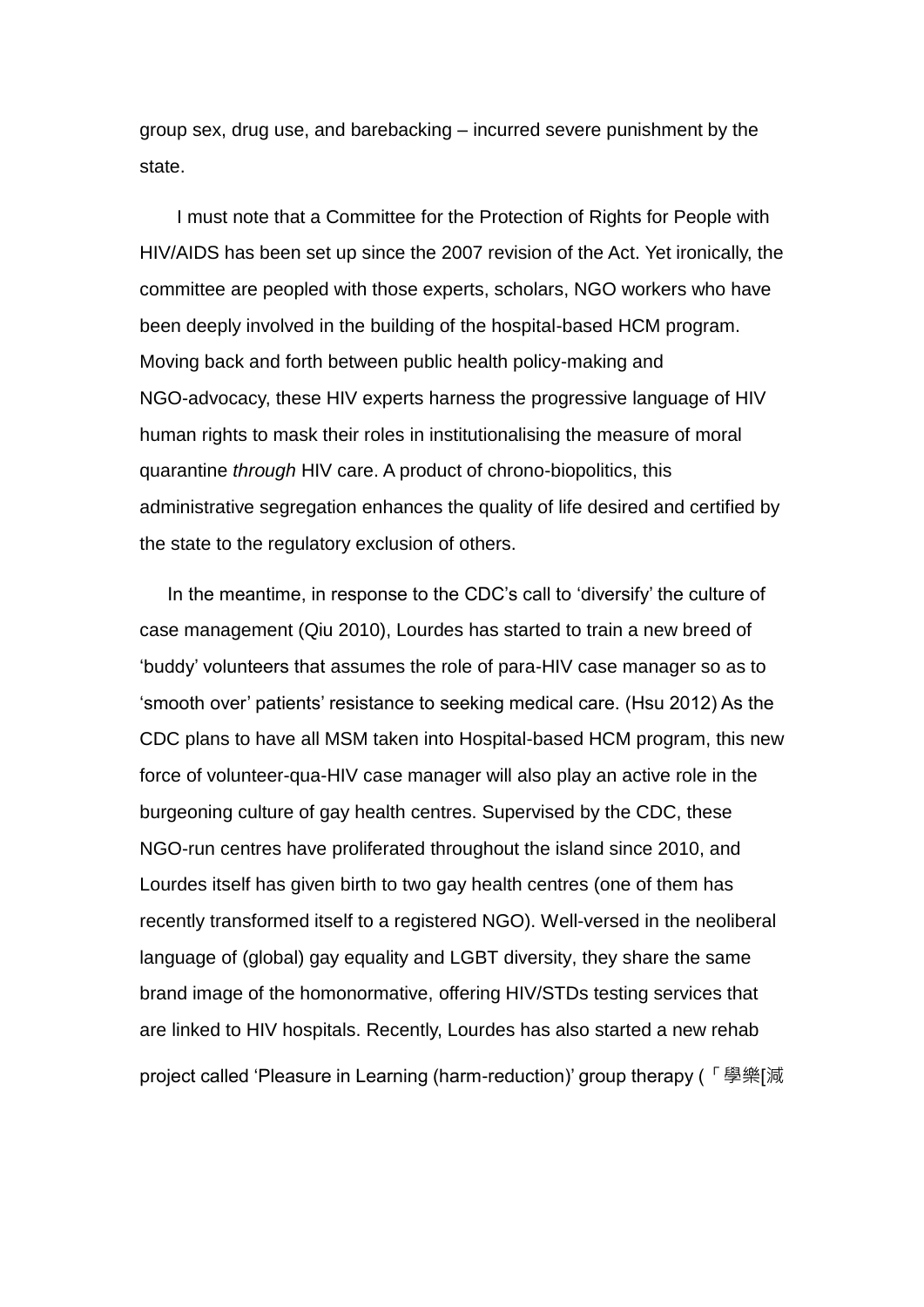group sex, drug use, and barebacking – incurred severe punishment by the state.

I must note that a Committee for the Protection of Rights for People with HIV/AIDS has been set up since the 2007 revision of the Act. Yet ironically, the committee are peopled with those experts, scholars, NGO workers who have been deeply involved in the building of the hospital-based HCM program. Moving back and forth between public health policy-making and NGO-advocacy, these HIV experts harness the progressive language of HIV human rights to mask their roles in institutionalising the measure of moral quarantine *through* HIV care. A product of chrono-biopolitics, this administrative segregation enhances the quality of life desired and certified by the state to the regulatory exclusion of others.

In the meantime, in response to the CDC's call to 'diversify' the culture of case management (Qiu 2010), Lourdes has started to train a new breed of 'buddy' volunteers that assumes the role of para-HIV case manager so as to 'smooth over' patients' resistance to seeking medical care. (Hsu 2012) As the CDC plans to have all MSM taken into Hospital-based HCM program, this new force of volunteer-qua-HIV case manager will also play an active role in the burgeoning culture of gay health centres. Supervised by the CDC, these NGO-run centres have proliferated throughout the island since 2010, and Lourdes itself has given birth to two gay health centres (one of them has recently transformed itself to a registered NGO). Well-versed in the neoliberal language of (global) gay equality and LGBT diversity, they share the same brand image of the homonormative, offering HIV/STDs testing services that are linked to HIV hospitals. Recently, Lourdes has also started a new rehab project called 'Pleasure in Learning (harm-reduction)' group therapy (「學樂[減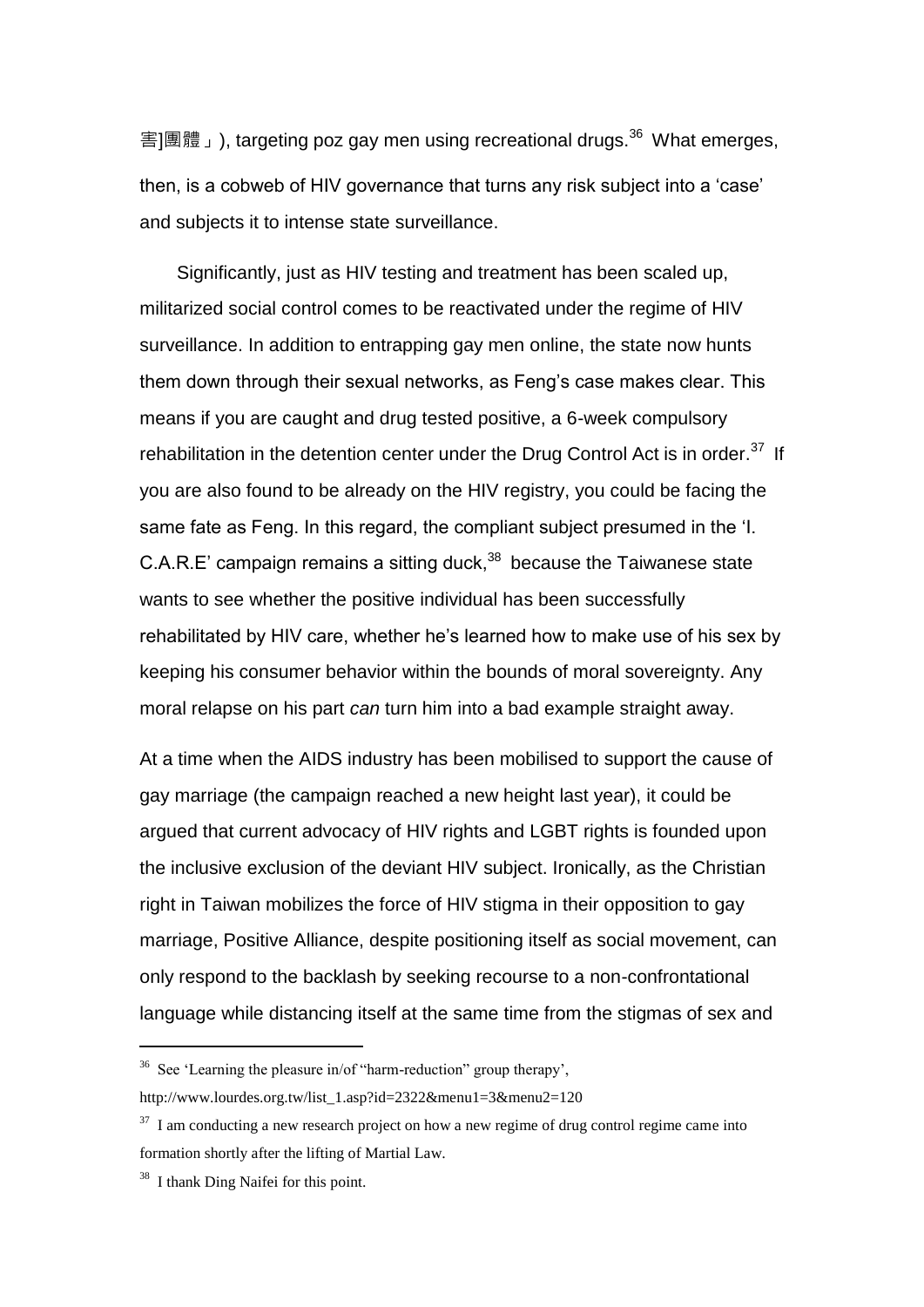害]團體」), targeting poz gay men using recreational drugs.[36] What emerges, then, is a cobweb of HIV governance that turns any risk subject into a 'case' and subjects it to intense state surveillance.

Significantly, just as HIV testing and treatment has been scaled up, militarized social control comes to be reactivated under the regime of HIV surveillance. In addition to entrapping gay men online, the state now hunts them down through their sexual networks, as Feng's case makes clear. This means if you are caught and drug tested positive, a 6-week compulsory rehabilitation in the detention center under the Drug Control Act is in order.[37] If you are also found to be already on the HIV registry, you could be facing the same fate as Feng. In this regard, the compliant subject presumed in the 'I. C.A.R.E' campaign remains a sitting duck,[38] because the Taiwanese state wants to see whether the positive individual has been successfully rehabilitated by HIV care, whether he's learned how to make use of his sex by keeping his consumer behavior within the bounds of moral sovereignty. Any moral relapse on his part *can* turn him into a bad example straight away.

At a time when the AIDS industry has been mobilised to support the cause of gay marriage (the campaign reached a new height last year), it could be argued that current advocacy of HIV rights and LGBT rights is founded upon the inclusive exclusion of the deviant HIV subject. Ironically, as the Christian right in Taiwan mobilizes the force of HIV stigma in their opposition to gay marriage, Positive Alliance, despite positioning itself as social movement, can only respond to the backlash by seeking recourse to a non-confrontational language while distancing itself at the same time from the stigmas of sex and

---

[36] See 'Learning the pleasure in/of "harm-reduction" group therapy', http://www.lourdes.org.tw/list_1.asp?id=2322&menu1=3&menu2=120

[37] I am conducting a new research project on how a new regime of drug control regime came into formation shortly after the lifting of Martial Law.

[38] I thank Ding Naifei for this point.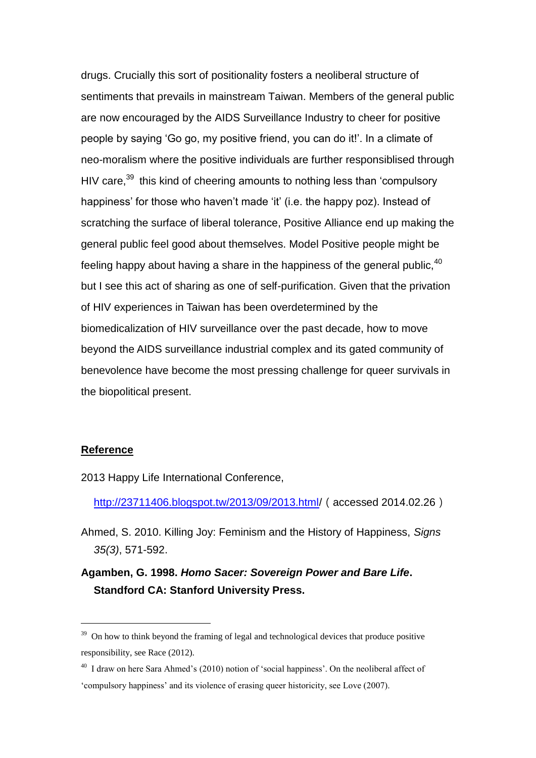drugs. Crucially this sort of positionality fosters a neoliberal structure of sentiments that prevails in mainstream Taiwan. Members of the general public are now encouraged by the AIDS Surveillance Industry to cheer for positive people by saying 'Go go, my positive friend, you can do it!'. In a climate of neo-moralism where the positive individuals are further responsiblised through HIV care,[39] this kind of cheering amounts to nothing less than 'compulsory happiness' for those who haven't made 'it' (i.e. the happy poz). Instead of scratching the surface of liberal tolerance, Positive Alliance end up making the general public feel good about themselves. Model Positive people might be feeling happy about having a share in the happiness of the general public,[40] but I see this act of sharing as one of self-purification. Given that the privation of HIV experiences in Taiwan has been overdetermined by the biomedicalization of HIV surveillance over the past decade, how to move beyond the AIDS surveillance industrial complex and its gated community of benevolence have become the most pressing challenge for queer survivals in the biopolitical present.

## Reference

2013 Happy Life International Conference, http://23711406.blogspot.tw/2013/09/2013.html/（accessed 2014.02.26）

Ahmed, S. 2010. Killing Joy: Feminism and the History of Happiness, *Signs 35(3)*, 571-592.

**Agamben, G. 1998. *Homo Sacer: Sovereign Power and Bare Life*. Standford CA: Stanford University Press.**

---

[39] On how to think beyond the framing of legal and technological devices that produce positive responsibility, see Race (2012).

[40] I draw on here Sara Ahmed's (2010) notion of 'social happiness'. On the neoliberal affect of 'compulsory happiness' and its violence of erasing queer historicity, see Love (2007).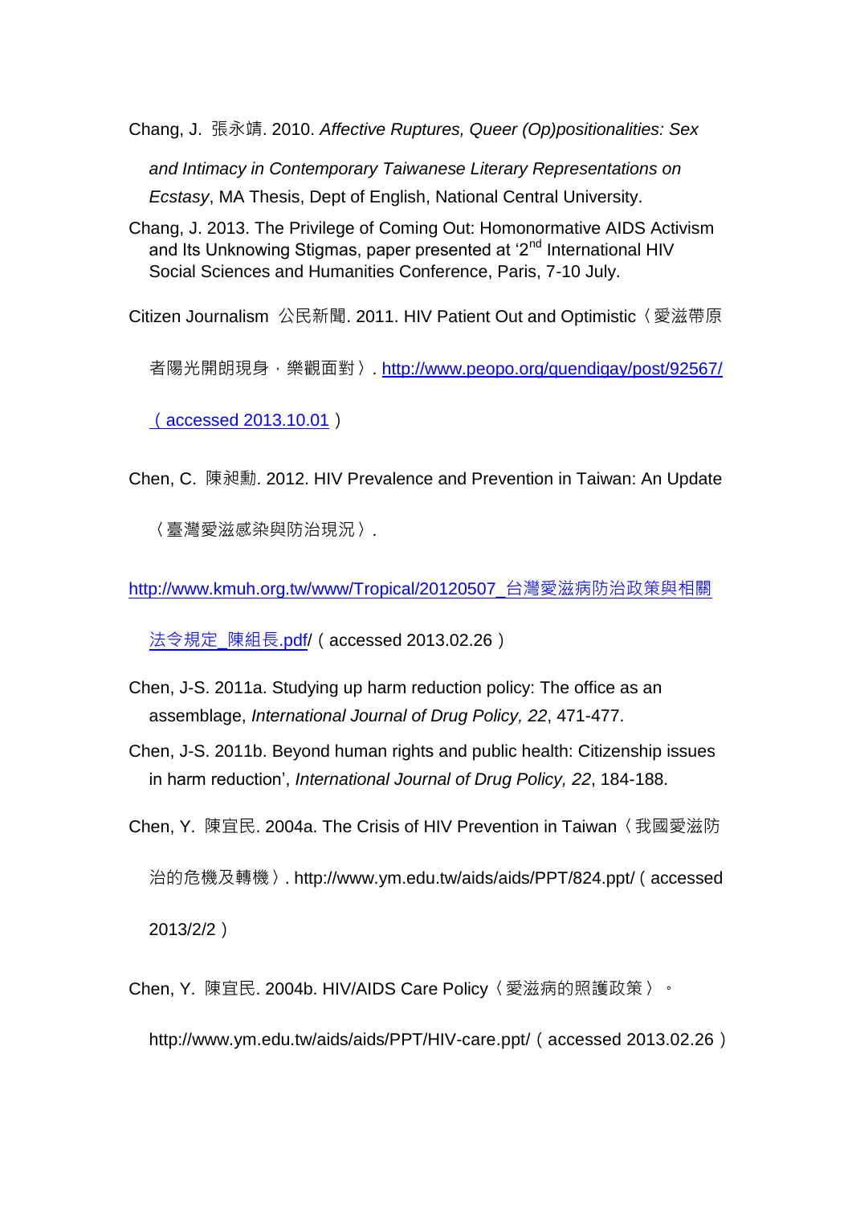Chang, J. 張永靖. 2010. *Affective Ruptures, Queer (Op)positionalities: Sex and Intimacy in Contemporary Taiwanese Literary Representations on Ecstasy*, MA Thesis, Dept of English, National Central University.

Chang, J. 2013. The Privilege of Coming Out: Homonormative AIDS Activism and Its Unknowing Stigmas, paper presented at '2nd International HIV Social Sciences and Humanities Conference, Paris, 7-10 July.

Citizen Journalism 公民新聞. 2011. HIV Patient Out and Optimistic〈愛滋帶原者陽光開朗現身，樂觀面對〉. http://www.peopo.org/quendigay/post/92567/（accessed 2013.10.01）

Chen, C. 陳昶勳. 2012. HIV Prevalence and Prevention in Taiwan: An Update〈臺灣愛滋感染與防治現況〉.

http://www.kmuh.org.tw/www/Tropical/20120507_台灣愛滋病防治政策與相關法令規定_陳組長.pdf/（accessed 2013.02.26）

Chen, J-S. 2011a. Studying up harm reduction policy: The office as an assemblage, *International Journal of Drug Policy, 22*, 471-477.

Chen, J-S. 2011b. Beyond human rights and public health: Citizenship issues in harm reduction', *International Journal of Drug Policy, 22*, 184-188.

Chen, Y. 陳宜民. 2004a. The Crisis of HIV Prevention in Taiwan〈我國愛滋防治的危機及轉機〉. http://www.ym.edu.tw/aids/aids/PPT/824.ppt/（accessed 2013/2/2）

Chen, Y. 陳宜民. 2004b. HIV/AIDS Care Policy〈愛滋病的照護政策〉。http://www.ym.edu.tw/aids/aids/PPT/HIV-care.ppt/（accessed 2013.02.26）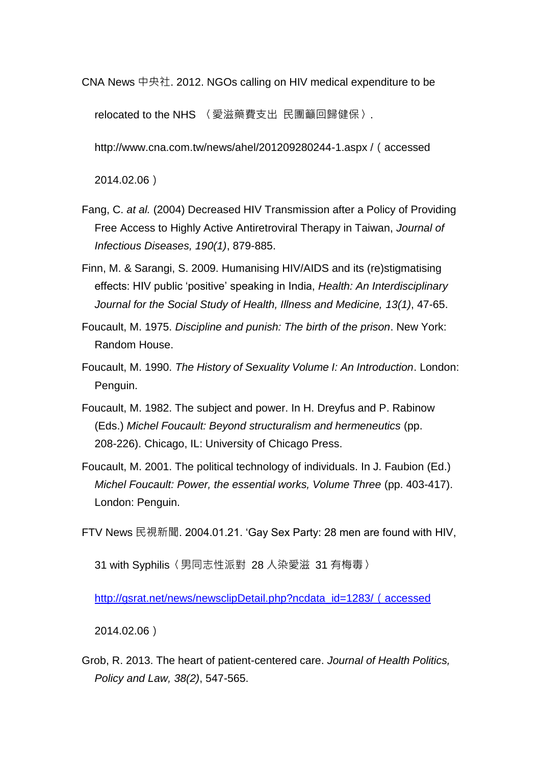CNA News 中央社. 2012. NGOs calling on HIV medical expenditure to be relocated to the NHS 〈愛滋藥費支出 民團籲回歸健保〉. http://www.cna.com.tw/news/ahel/201209280244-1.aspx /（accessed 2014.02.06）

Fang, C. *at al.* (2004) Decreased HIV Transmission after a Policy of Providing Free Access to Highly Active Antiretroviral Therapy in Taiwan, *Journal of Infectious Diseases, 190(1)*, 879-885.

Finn, M. & Sarangi, S. 2009. Humanising HIV/AIDS and its (re)stigmatising effects: HIV public 'positive' speaking in India, *Health: An Interdisciplinary Journal for the Social Study of Health, Illness and Medicine, 13(1)*, 47-65.

Foucault, M. 1975. *Discipline and punish: The birth of the prison*. New York: Random House.

Foucault, M. 1990. *The History of Sexuality Volume I: An Introduction*. London: Penguin.

Foucault, M. 1982. The subject and power. In H. Dreyfus and P. Rabinow (Eds.) *Michel Foucault: Beyond structuralism and hermeneutics* (pp. 208-226). Chicago, IL: University of Chicago Press.

Foucault, M. 2001. The political technology of individuals. In J. Faubion (Ed.) *Michel Foucault: Power, the essential works, Volume Three* (pp. 403-417). London: Penguin.

FTV News 民視新聞. 2004.01.21. 'Gay Sex Party: 28 men are found with HIV, 31 with Syphilis〈男同志性派對 28 人染愛滋 31 有梅毒〉 http://gsrat.net/news/newsclipDetail.php?ncdata_id=1283/（accessed 2014.02.06）

Grob, R. 2013. The heart of patient-centered care. *Journal of Health Politics, Policy and Law, 38(2)*, 547-565.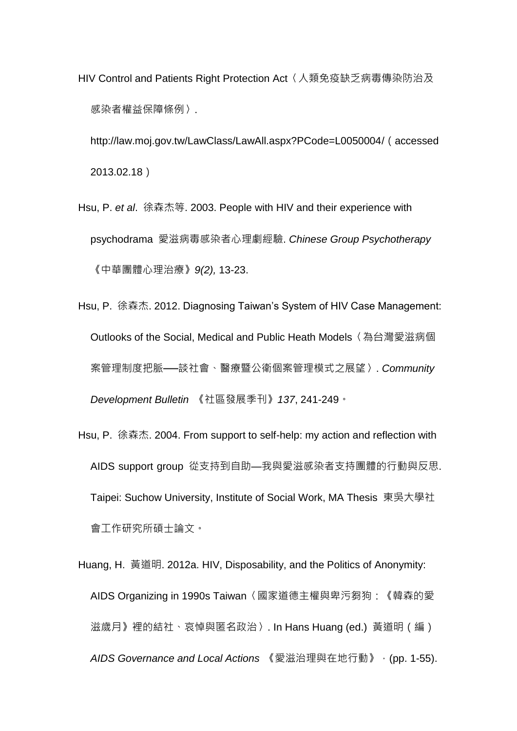HIV Control and Patients Right Protection Act〈人類免疫缺乏病毒傳染防治及感染者權益保障條例〉. http://law.moj.gov.tw/LawClass/LawAll.aspx?PCode=L0050004/（accessed 2013.02.18）

Hsu, P. *et al*. 徐森杰等. 2003. People with HIV and their experience with psychodrama 愛滋病毒感染者心理劇經驗. *Chinese Group Psychotherapy*《中華團體心理治療》*9(2),* 13-23.

Hsu, P. 徐森杰. 2012. Diagnosing Taiwan's System of HIV Case Management: Outlooks of the Social, Medical and Public Heath Models〈為台灣愛滋病個案管理制度把脈──談社會、醫療暨公衛個案管理模式之展望〉. *Community Development Bulletin* 《社區發展季刊》*137*, 241-249。

Hsu, P. 徐森杰. 2004. From support to self-help: my action and reflection with AIDS support group 從支持到自助—我與愛滋感染者支持團體的行動與反思. Taipei: Suchow University, Institute of Social Work, MA Thesis 東吳大學社會工作研究所碩士論文。

Huang, H. 黃道明. 2012a. HIV, Disposability, and the Politics of Anonymity: AIDS Organizing in 1990s Taiwan〈國家道德主權與卑污芻狗：《韓森的愛滋歲月》裡的結社、哀悼與匿名政治〉. In Hans Huang (ed.) 黃道明（編）*AIDS Governance and Local Actions* 《愛滋治理與在地行動》，(pp. 1-55).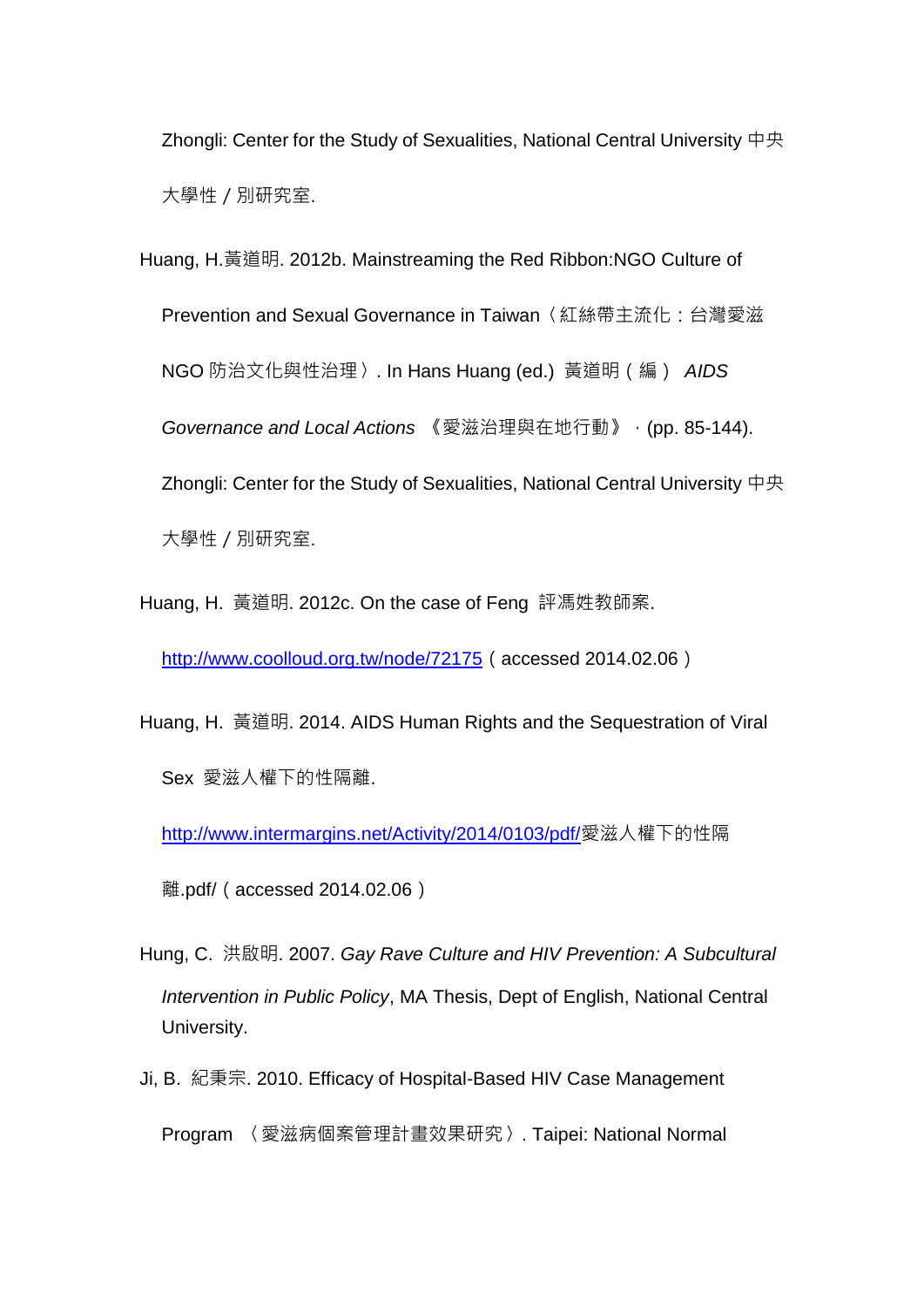Zhongli: Center for the Study of Sexualities, National Central University 中央大學性／別研究室.

Huang, H.黃道明. 2012b. Mainstreaming the Red Ribbon:NGO Culture of Prevention and Sexual Governance in Taiwan〈紅絲帶主流化：台灣愛滋 NGO 防治文化與性治理〉. In Hans Huang (ed.) 黃道明（編） *AIDS Governance and Local Actions* 《愛滋治理與在地行動》，(pp. 85-144). Zhongli: Center for the Study of Sexualities, National Central University 中央大學性／別研究室.

Huang, H. 黃道明. 2012c. On the case of Feng 評馮姓教師案. http://www.coolloud.org.tw/node/72175（accessed 2014.02.06）

Huang, H. 黃道明. 2014. AIDS Human Rights and the Sequestration of Viral Sex 愛滋人權下的性隔離. http://www.intermargins.net/Activity/2014/0103/pdf/愛滋人權下的性隔離.pdf/（accessed 2014.02.06）

Hung, C. 洪啟明. 2007. *Gay Rave Culture and HIV Prevention: A Subcultural Intervention in Public Policy*, MA Thesis, Dept of English, National Central University.

Ji, B. 紀秉宗. 2010. Efficacy of Hospital-Based HIV Case Management Program 〈愛滋病個案管理計畫效果研究〉. Taipei: National Normal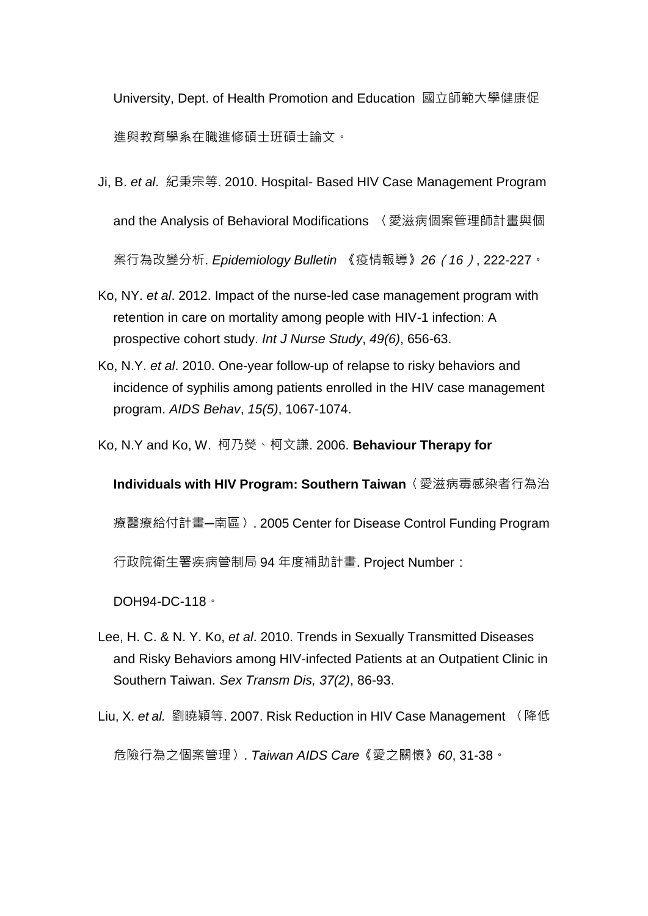University, Dept. of Health Promotion and Education 國立師範大學健康促進與教育學系在職進修碩士班碩士論文。

Ji, B. *et al*. 紀秉宗等. 2010. Hospital- Based HIV Case Management Program and the Analysis of Behavioral Modifications 〈愛滋病個案管理師計畫與個案行為改變分析. *Epidemiology Bulletin* 《疫情報導》*26*（*16*）, 222-227。

Ko, NY. *et al*. 2012. Impact of the nurse-led case management program with retention in care on mortality among people with HIV-1 infection: A prospective cohort study. *Int J Nurse Study*, *49(6)*, 656-63.

Ko, N.Y. *et al*. 2010. One-year follow-up of relapse to risky behaviors and incidence of syphilis among patients enrolled in the HIV case management program. *AIDS Behav*, *15(5)*, 1067-1074.

Ko, N.Y and Ko, W. 柯乃熒、柯文謙. 2006. **Behaviour Therapy for Individuals with HIV Program: Southern Taiwan**〈愛滋病毒感染者行為治療醫療給付計畫─南區〉. 2005 Center for Disease Control Funding Program 行政院衛生署疾病管制局 94 年度補助計畫. Project Number：DOH94-DC-118。

Lee, H. C. & N. Y. Ko, *et al*. 2010. Trends in Sexually Transmitted Diseases and Risky Behaviors among HIV-infected Patients at an Outpatient Clinic in Southern Taiwan. *Sex Transm Dis, 37(2)*, 86-93.

Liu, X. *et al.* 劉曉穎等. 2007. Risk Reduction in HIV Case Management 〈降低危險行為之個案管理〉. *Taiwan AIDS Care*《愛之關懷》*60*, 31-38。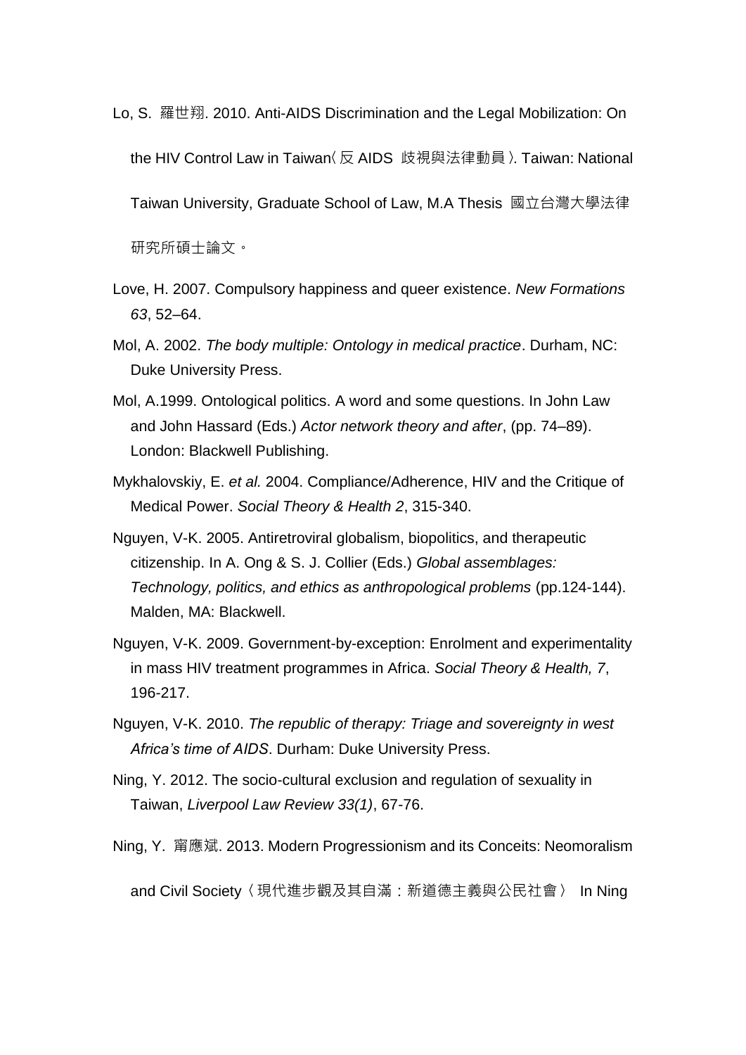Lo, S. 羅世翔. 2010. Anti-AIDS Discrimination and the Legal Mobilization: On the HIV Control Law in Taiwan〈反 AIDS 歧視與法律動員〉. Taiwan: National Taiwan University, Graduate School of Law, M.A Thesis 國立台灣大學法律研究所碩士論文。

Love, H. 2007. Compulsory happiness and queer existence. *New Formations 63*, 52–64.

Mol, A. 2002. *The body multiple: Ontology in medical practice*. Durham, NC: Duke University Press.

Mol, A.1999. Ontological politics. A word and some questions. In John Law and John Hassard (Eds.) *Actor network theory and after*, (pp. 74–89). London: Blackwell Publishing.

Mykhalovskiy, E. *et al.* 2004. Compliance/Adherence, HIV and the Critique of Medical Power. *Social Theory & Health 2*, 315-340.

Nguyen, V-K. 2005. Antiretroviral globalism, biopolitics, and therapeutic citizenship. In A. Ong & S. J. Collier (Eds.) *Global assemblages: Technology, politics, and ethics as anthropological problems* (pp.124-144). Malden, MA: Blackwell.

Nguyen, V-K. 2009. Government-by-exception: Enrolment and experimentality in mass HIV treatment programmes in Africa. *Social Theory & Health, 7*, 196-217.

Nguyen, V-K. 2010. *The republic of therapy: Triage and sovereignty in west Africa's time of AIDS*. Durham: Duke University Press.

Ning, Y. 2012. The socio-cultural exclusion and regulation of sexuality in Taiwan, *Liverpool Law Review 33(1)*, 67-76.

Ning, Y. 甯應斌. 2013. Modern Progressionism and its Conceits: Neomoralism and Civil Society〈現代進步觀及其自滿：新道德主義與公民社會〉 In Ning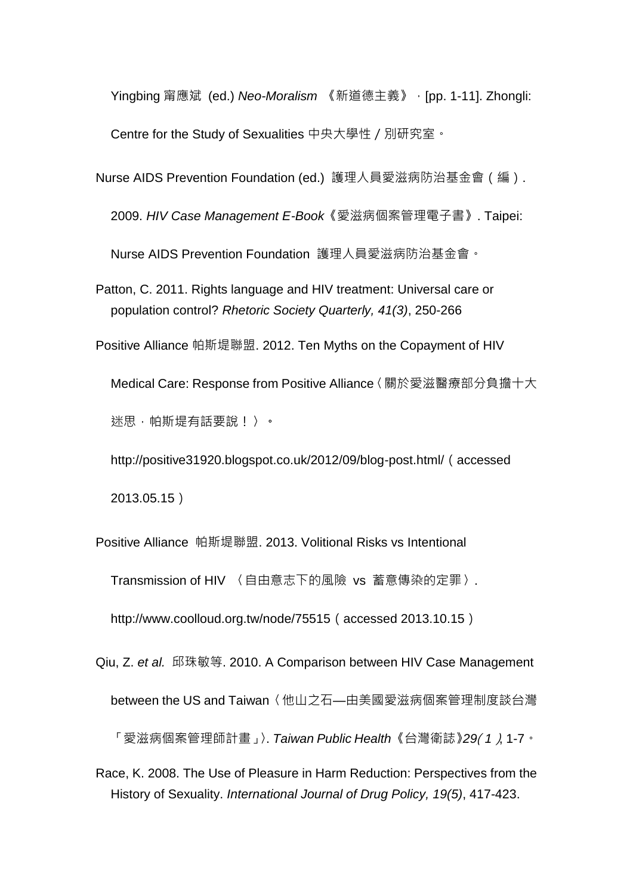Yingbing 甯應斌 (ed.) *Neo-Moralism* 《新道德主義》，[pp. 1-11]. Zhongli: Centre for the Study of Sexualities 中央大學性／別研究室。

Nurse AIDS Prevention Foundation (ed.) 護理人員愛滋病防治基金會（編）. 2009. *HIV Case Management E-Book*《愛滋病個案管理電子書》. Taipei: Nurse AIDS Prevention Foundation 護理人員愛滋病防治基金會。

Patton, C. 2011. Rights language and HIV treatment: Universal care or population control? *Rhetoric Society Quarterly, 41(3)*, 250-266

Positive Alliance 帕斯堤聯盟. 2012. Ten Myths on the Copayment of HIV Medical Care: Response from Positive Alliance〈關於愛滋醫療部分負擔十大迷思，帕斯堤有話要說！〉。 http://positive31920.blogspot.co.uk/2012/09/blog-post.html/（accessed 2013.05.15）

Positive Alliance 帕斯堤聯盟. 2013. Volitional Risks vs Intentional Transmission of HIV 〈自由意志下的風險 vs 蓄意傳染的定罪〉. http://www.coolloud.org.tw/node/75515（accessed 2013.10.15）

Qiu, Z. *et al.* 邱珠敏等. 2010. A Comparison between HIV Case Management between the US and Taiwan〈他山之石—由美國愛滋病個案管理制度談台灣「愛滋病個案管理師計畫」〉. *Taiwan Public Health*《台灣衛誌》*29(1)*, 1-7。

Race, K. 2008. The Use of Pleasure in Harm Reduction: Perspectives from the History of Sexuality. *International Journal of Drug Policy, 19(5)*, 417-423.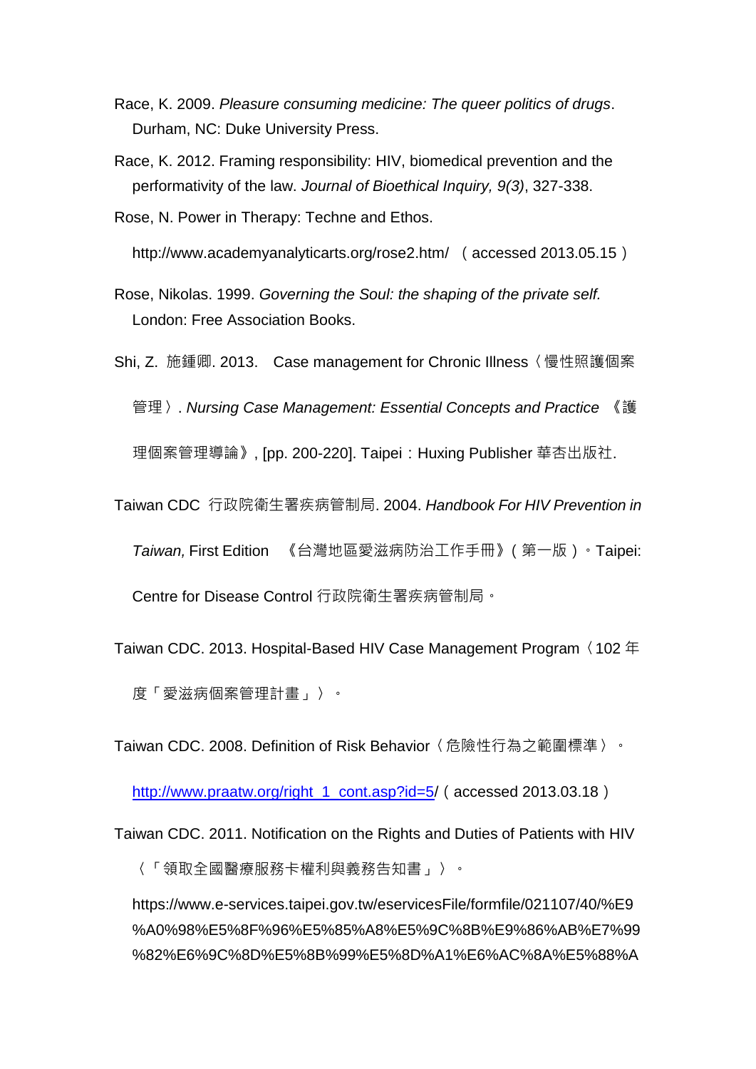Race, K. 2009. *Pleasure consuming medicine: The queer politics of drugs*. Durham, NC: Duke University Press.

Race, K. 2012. Framing responsibility: HIV, biomedical prevention and the performativity of the law. *Journal of Bioethical Inquiry, 9(3)*, 327-338.

Rose, N. Power in Therapy: Techne and Ethos.

http://www.academyanalyticarts.org/rose2.htm/ （accessed 2013.05.15）

Rose, Nikolas. 1999. *Governing the Soul: the shaping of the private self.* London: Free Association Books.

Shi, Z. 施鍾卿. 2013. Case management for Chronic Illness〈慢性照護個案管理〉. *Nursing Case Management: Essential Concepts and Practice* 《護理個案管理導論》, [pp. 200-220]. Taipei：Huxing Publisher 華杏出版社.

Taiwan CDC 行政院衛生署疾病管制局. 2004. *Handbook For HIV Prevention in Taiwan,* First Edition 《台灣地區愛滋病防治工作手冊》(第一版)。Taipei: Centre for Disease Control 行政院衛生署疾病管制局。

Taiwan CDC. 2013. Hospital-Based HIV Case Management Program〈102 年度「愛滋病個案管理計畫」〉。

Taiwan CDC. 2008. Definition of Risk Behavior〈危險性行為之範圍標準〉。

http://www.praatw.org/right_1_cont.asp?id=5/ (accessed 2013.03.18)

Taiwan CDC. 2011. Notification on the Rights and Duties of Patients with HIV〈「領取全國醫療服務卡權利與義務告知書」〉。

https://www.e-services.taipei.gov.tw/eservicesFile/formfile/021107/40/%E9%A0%98%E5%8F%96%E5%85%A8%E5%9C%8B%E9%86%AB%E7%99%82%E6%9C%8D%E5%8B%99%E5%8D%A1%E6%AC%8A%E5%88%A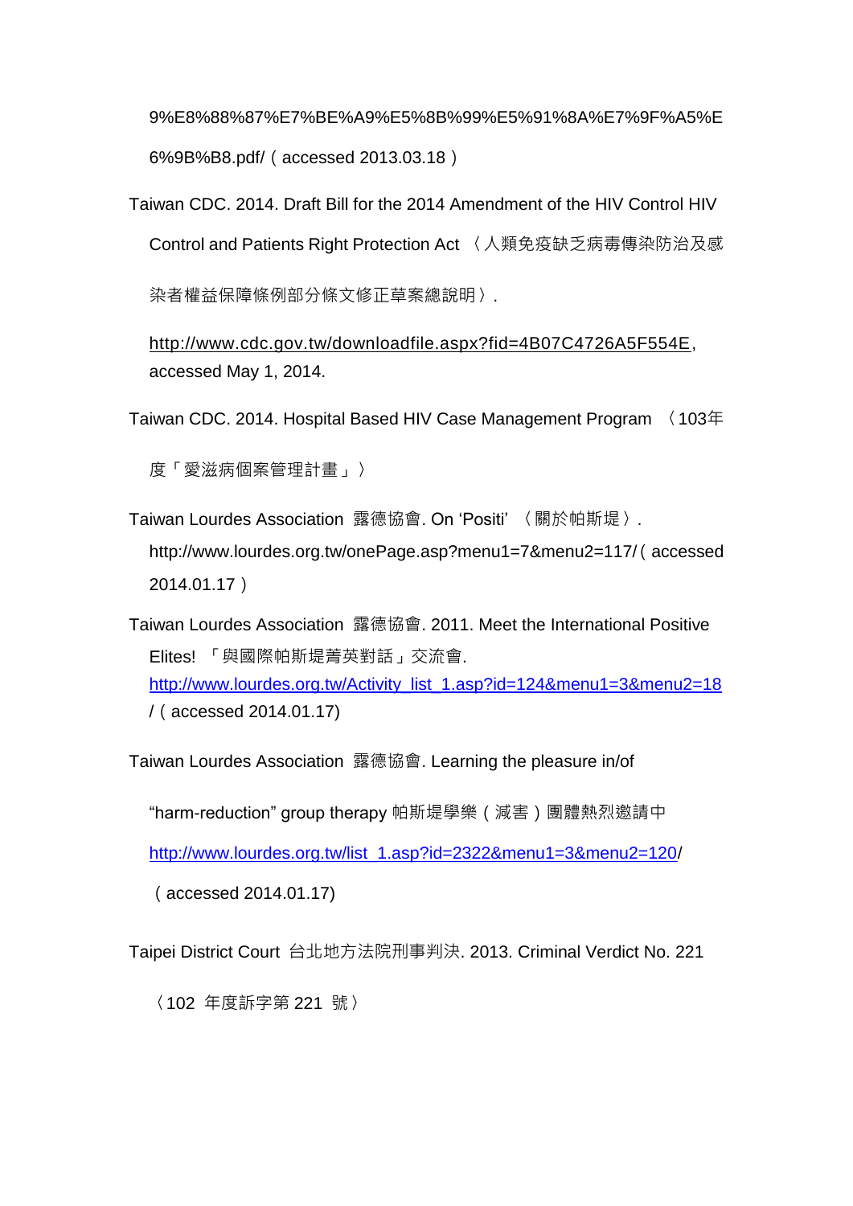9%E8%88%87%E7%BE%A9%E5%8B%99%E5%91%8A%E7%9F%A5%E6%9B%B8.pdf/（accessed 2013.03.18）

Taiwan CDC. 2014. Draft Bill for the 2014 Amendment of the HIV Control HIV Control and Patients Right Protection Act 〈人類免疫缺乏病毒傳染防治及感染者權益保障條例部分條文修正草案總說明〉. http://www.cdc.gov.tw/downloadfile.aspx?fid=4B07C4726A5F554E, accessed May 1, 2014.

Taiwan CDC. 2014. Hospital Based HIV Case Management Program 〈103年度「愛滋病個案管理計畫」〉

Taiwan Lourdes Association 露德協會. On 'Positi' 〈關於帕斯堤〉. http://www.lourdes.org.tw/onePage.asp?menu1=7&menu2=117/（accessed 2014.01.17）

Taiwan Lourdes Association 露德協會. 2011. Meet the International Positive Elites! 「與國際帕斯堤菁英對話」交流會. http://www.lourdes.org.tw/Activity_list_1.asp?id=124&menu1=3&menu2=18/（accessed 2014.01.17)

Taiwan Lourdes Association 露德協會. Learning the pleasure in/of "harm-reduction" group therapy 帕斯堤學樂（減害）團體熱烈邀請中 http://www.lourdes.org.tw/list_1.asp?id=2322&menu1=3&menu2=120/（accessed 2014.01.17)

Taipei District Court 台北地方法院刑事判決. 2013. Criminal Verdict No. 221 〈102 年度訴字第 221 號〉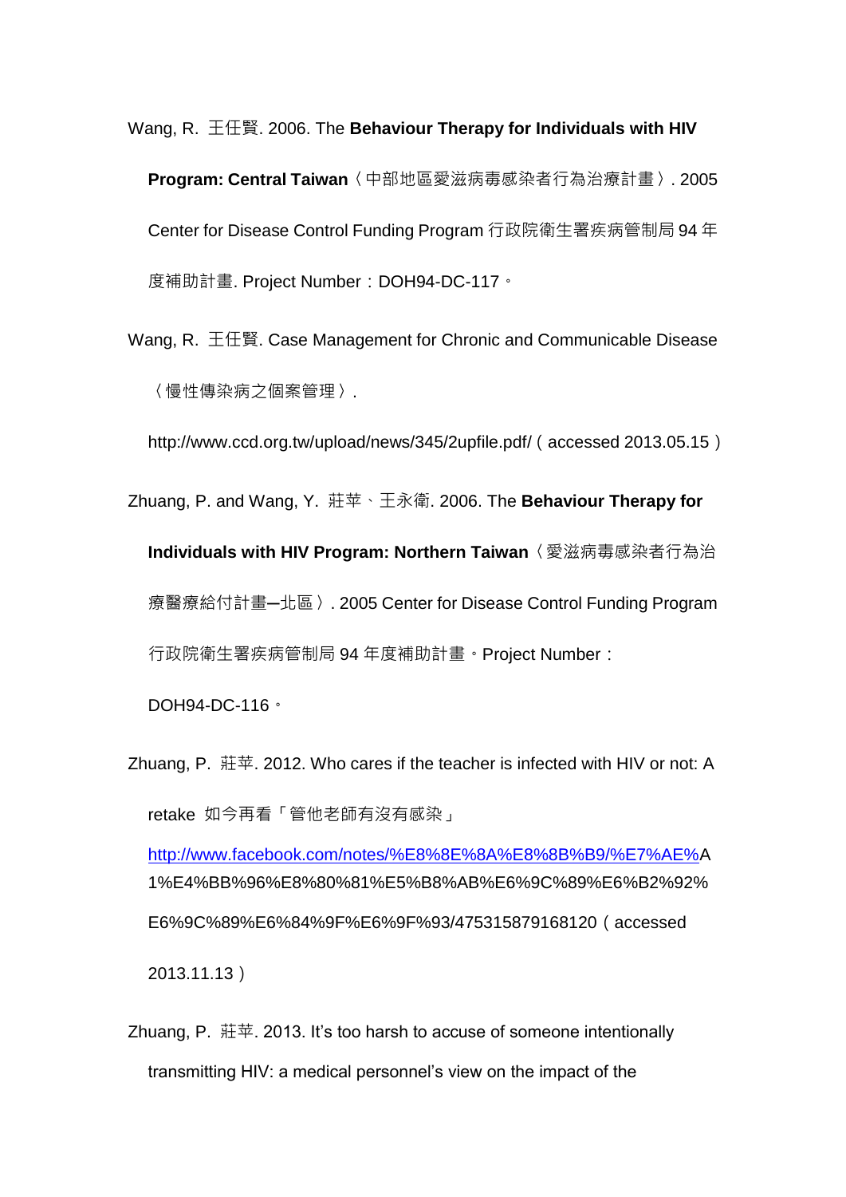Wang, R. 王任賢. 2006. The **Behaviour Therapy for Individuals with HIV Program: Central Taiwan**〈中部地區愛滋病毒感染者行為治療計畫〉. 2005 Center for Disease Control Funding Program 行政院衛生署疾病管制局 94 年度補助計畫. Project Number：DOH94-DC-117。

Wang, R. 王任賢. Case Management for Chronic and Communicable Disease〈慢性傳染病之個案管理〉. http://www.ccd.org.tw/upload/news/345/2upfile.pdf/（accessed 2013.05.15）

Zhuang, P. and Wang, Y. 莊苹、王永衛. 2006. The **Behaviour Therapy for Individuals with HIV Program: Northern Taiwan**〈愛滋病毒感染者行為治療醫療給付計畫─北區〉. 2005 Center for Disease Control Funding Program 行政院衛生署疾病管制局 94 年度補助計畫。Project Number：DOH94-DC-116。

Zhuang, P. 莊苹. 2012. Who cares if the teacher is infected with HIV or not: A retake 如今再看「管他老師有沒有感染」 http://www.facebook.com/notes/%E8%8E%8A%E8%8B%B9/%E7%AE%A1%E4%BB%96%E8%80%81%E5%B8%AB%E6%9C%89%E6%B2%92%E6%9C%89%E6%84%9F%E6%9F%93/475315879168120（accessed 2013.11.13）

Zhuang, P. 莊苹. 2013. It's too harsh to accuse of someone intentionally transmitting HIV: a medical personnel's view on the impact of the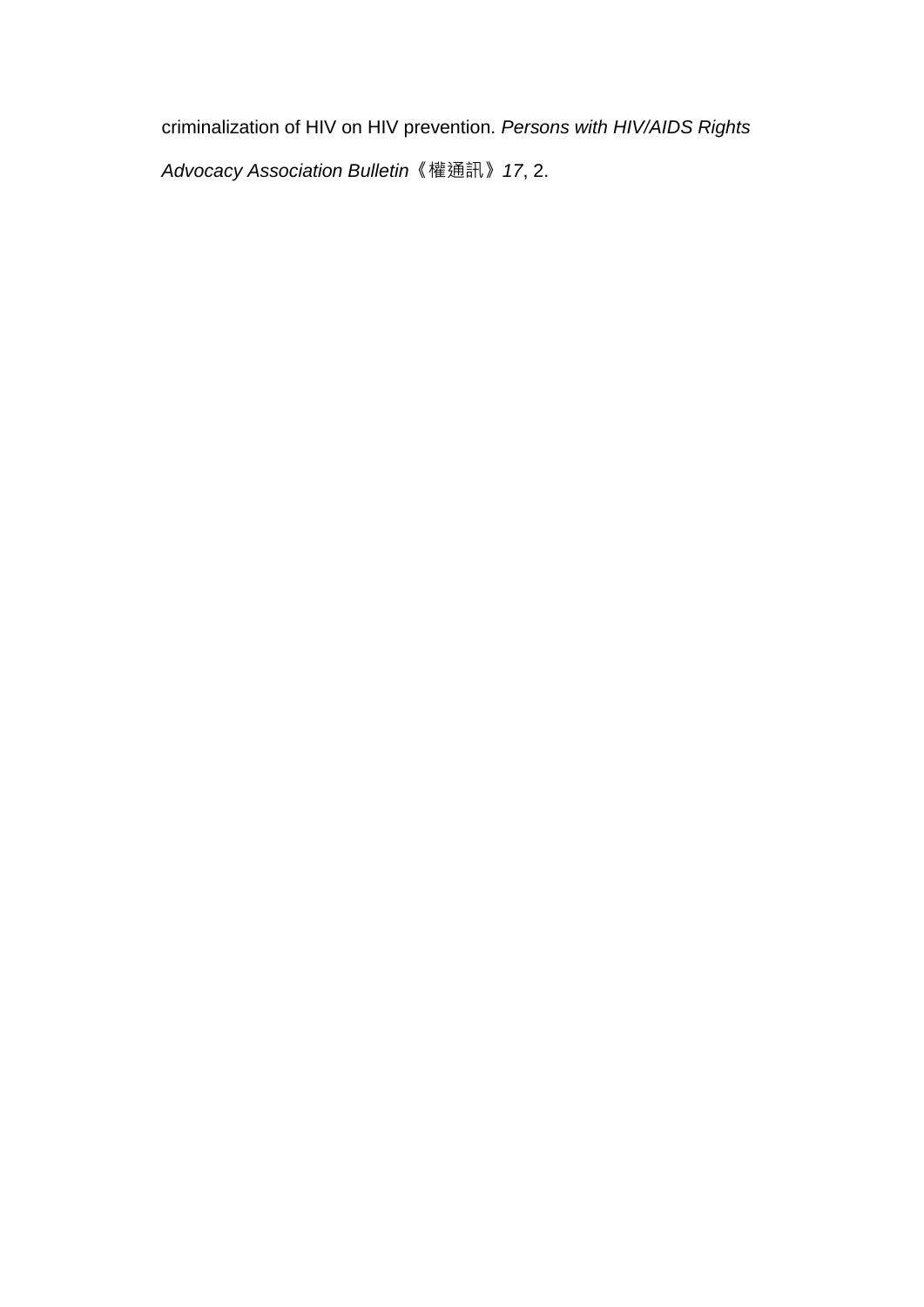criminalization of HIV on HIV prevention. *Persons with HIV/AIDS Rights Advocacy Association Bulletin*《權通訊》*17*, 2.